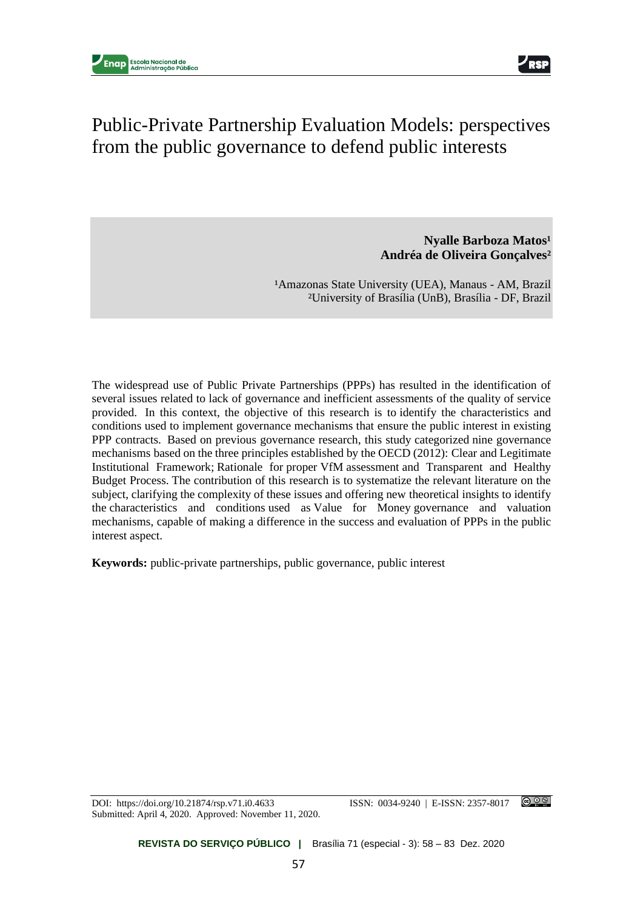# Public-Private Partnership Evaluation Models: perspectives from the public governance to defend public interests

**Nyalle Barboza Matos[1]**
**Andréa de Oliveira Gonçalves[2]**

[1]Amazonas State University (UEA), Manaus - AM, Brazil
[2]University of Brasília (UnB), Brasília - DF, Brazil

The widespread use of Public Private Partnerships (PPPs) has resulted in the identification of several issues related to lack of governance and inefficient assessments of the quality of service provided. In this context, the objective of this research is to identify the characteristics and conditions used to implement governance mechanisms that ensure the public interest in existing PPP contracts. Based on previous governance research, this study categorized nine governance mechanisms based on the three principles established by the OECD (2012): Clear and Legitimate Institutional Framework; Rationale for proper VfM assessment and Transparent and Healthy Budget Process. The contribution of this research is to systematize the relevant literature on the subject, clarifying the complexity of these issues and offering new theoretical insights to identify the characteristics and conditions used as Value for Money governance and valuation mechanisms, capable of making a difference in the success and evaluation of PPPs in the public interest aspect.

**Keywords:** public-private partnerships, public governance, public interest

DOI: https://doi.org/10.21874/rsp.v71.i0.4633
Submitted: April 4, 2020. Approved: November 11, 2020.
ISSN: 0034-9240 | E-ISSN: 2357-8017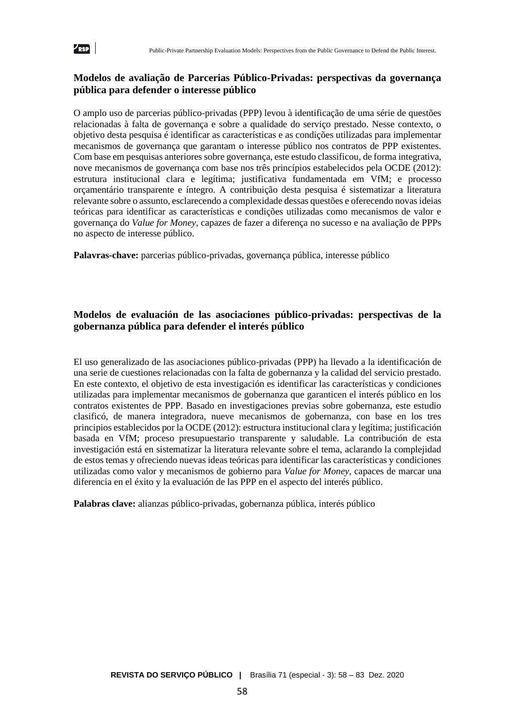### Modelos de avaliação de Parcerias Público-Privadas: perspectivas da governança pública para defender o interesse público

O amplo uso de parcerias público-privadas (PPP) levou à identificação de uma série de questões relacionadas à falta de governança e sobre a qualidade do serviço prestado. Nesse contexto, o objetivo desta pesquisa é identificar as características e as condições utilizadas para implementar mecanismos de governança que garantam o interesse público nos contratos de PPP existentes. Com base em pesquisas anteriores sobre governança, este estudo classificou, de forma integrativa, nove mecanismos de governança com base nos três princípios estabelecidos pela OCDE (2012): estrutura institucional clara e legítima; justificativa fundamentada em VfM; e processo orçamentário transparente e íntegro. A contribuição desta pesquisa é sistematizar a literatura relevante sobre o assunto, esclarecendo a complexidade dessas questões e oferecendo novas ideias teóricas para identificar as características e condições utilizadas como mecanismos de valor e governança do *Value for Money*, capazes de fazer a diferença no sucesso e na avaliação de PPPs no aspecto de interesse público.

**Palavras-chave:** parcerias público-privadas, governança pública, interesse público

### Modelos de evaluación de las asociaciones público-privadas: perspectivas de la gobernanza pública para defender el interés público

El uso generalizado de las asociaciones público-privadas (PPP) ha llevado a la identificación de una serie de cuestiones relacionadas con la falta de gobernanza y la calidad del servicio prestado. En este contexto, el objetivo de esta investigación es identificar las características y condiciones utilizadas para implementar mecanismos de gobernanza que garanticen el interés público en los contratos existentes de PPP. Basado en investigaciones previas sobre gobernanza, este estudio clasificó, de manera integradora, nueve mecanismos de gobernanza, con base en los tres principios establecidos por la OCDE (2012): estructura institucional clara y legítima; justificación basada en VfM; proceso presupuestario transparente y saludable. La contribución de esta investigación está en sistematizar la literatura relevante sobre el tema, aclarando la complejidad de estos temas y ofreciendo nuevas ideas teóricas para identificar las características y condiciones utilizadas como valor y mecanismos de gobierno para *Value for Money*, capaces de marcar una diferencia en el éxito y la evaluación de las PPP en el aspecto del interés público.

**Palabras clave:** alianzas público-privadas, gobernanza pública, interés público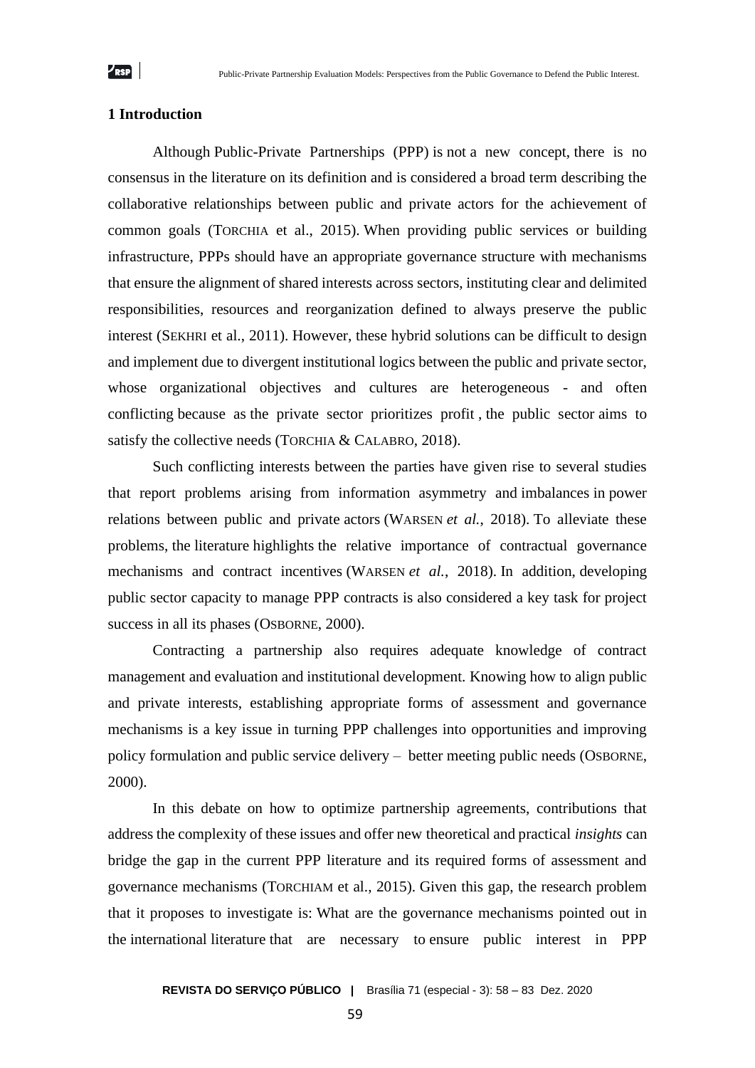## 1 Introduction

Although Public-Private Partnerships (PPP) is not a new concept, there is no consensus in the literature on its definition and is considered a broad term describing the collaborative relationships between public and private actors for the achievement of common goals (TORCHIA et al., 2015). When providing public services or building infrastructure, PPPs should have an appropriate governance structure with mechanisms that ensure the alignment of shared interests across sectors, instituting clear and delimited responsibilities, resources and reorganization defined to always preserve the public interest (SEKHRI et al., 2011). However, these hybrid solutions can be difficult to design and implement due to divergent institutional logics between the public and private sector, whose organizational objectives and cultures are heterogeneous - and often conflicting because as the private sector prioritizes profit , the public sector aims to satisfy the collective needs (TORCHIA & CALABRO, 2018).

Such conflicting interests between the parties have given rise to several studies that report problems arising from information asymmetry and imbalances in power relations between public and private actors (WARSEN *et al.*, 2018). To alleviate these problems, the literature highlights the relative importance of contractual governance mechanisms and contract incentives (WARSEN *et al.*, 2018). In addition, developing public sector capacity to manage PPP contracts is also considered a key task for project success in all its phases (OSBORNE, 2000).

Contracting a partnership also requires adequate knowledge of contract management and evaluation and institutional development. Knowing how to align public and private interests, establishing appropriate forms of assessment and governance mechanisms is a key issue in turning PPP challenges into opportunities and improving policy formulation and public service delivery – better meeting public needs (OSBORNE, 2000).

In this debate on how to optimize partnership agreements, contributions that address the complexity of these issues and offer new theoretical and practical *insights* can bridge the gap in the current PPP literature and its required forms of assessment and governance mechanisms (TORCHIAM et al., 2015). Given this gap, the research problem that it proposes to investigate is: What are the governance mechanisms pointed out in the international literature that are necessary to ensure public interest in PPP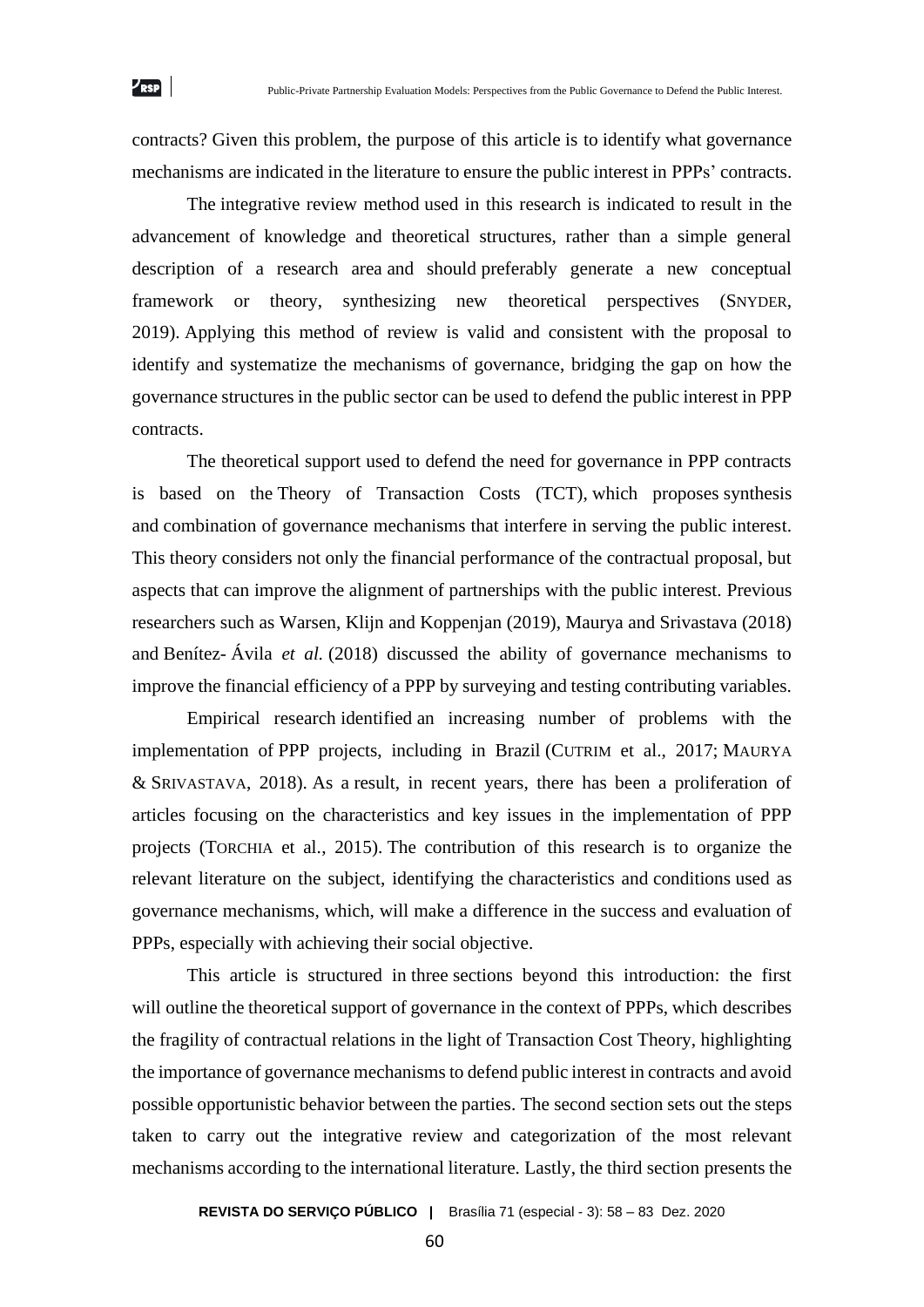contracts? Given this problem, the purpose of this article is to identify what governance mechanisms are indicated in the literature to ensure the public interest in PPPs' contracts.

The integrative review method used in this research is indicated to result in the advancement of knowledge and theoretical structures, rather than a simple general description of a research area and should preferably generate a new conceptual framework or theory, synthesizing new theoretical perspectives (SNYDER, 2019). Applying this method of review is valid and consistent with the proposal to identify and systematize the mechanisms of governance, bridging the gap on how the governance structures in the public sector can be used to defend the public interest in PPP contracts.

The theoretical support used to defend the need for governance in PPP contracts is based on the Theory of Transaction Costs (TCT), which proposes synthesis and combination of governance mechanisms that interfere in serving the public interest. This theory considers not only the financial performance of the contractual proposal, but aspects that can improve the alignment of partnerships with the public interest. Previous researchers such as Warsen, Klijn and Koppenjan (2019), Maurya and Srivastava (2018) and Benítez- Ávila *et al.* (2018) discussed the ability of governance mechanisms to improve the financial efficiency of a PPP by surveying and testing contributing variables.

Empirical research identified an increasing number of problems with the implementation of PPP projects, including in Brazil (CUTRIM et al., 2017; MAURYA & SRIVASTAVA, 2018). As a result, in recent years, there has been a proliferation of articles focusing on the characteristics and key issues in the implementation of PPP projects (TORCHIA et al., 2015). The contribution of this research is to organize the relevant literature on the subject, identifying the characteristics and conditions used as governance mechanisms, which, will make a difference in the success and evaluation of PPPs, especially with achieving their social objective.

This article is structured in three sections beyond this introduction: the first will outline the theoretical support of governance in the context of PPPs, which describes the fragility of contractual relations in the light of Transaction Cost Theory, highlighting the importance of governance mechanisms to defend public interest in contracts and avoid possible opportunistic behavior between the parties. The second section sets out the steps taken to carry out the integrative review and categorization of the most relevant mechanisms according to the international literature. Lastly, the third section presents the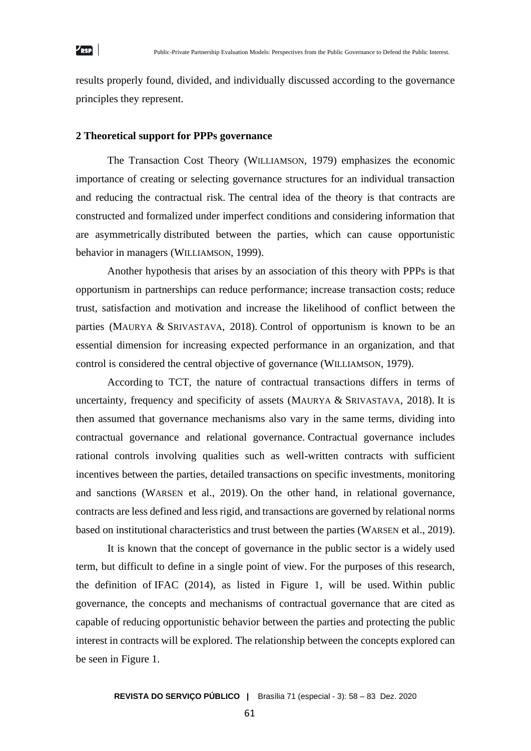results properly found, divided, and individually discussed according to the governance principles they represent.

## 2 Theoretical support for PPPs governance

The Transaction Cost Theory (WILLIAMSON, 1979) emphasizes the economic importance of creating or selecting governance structures for an individual transaction and reducing the contractual risk. The central idea of the theory is that contracts are constructed and formalized under imperfect conditions and considering information that are asymmetrically distributed between the parties, which can cause opportunistic behavior in managers (WILLIAMSON, 1999).

Another hypothesis that arises by an association of this theory with PPPs is that opportunism in partnerships can reduce performance; increase transaction costs; reduce trust, satisfaction and motivation and increase the likelihood of conflict between the parties (MAURYA & SRIVASTAVA, 2018). Control of opportunism is known to be an essential dimension for increasing expected performance in an organization, and that control is considered the central objective of governance (WILLIAMSON, 1979).

According to TCT, the nature of contractual transactions differs in terms of uncertainty, frequency and specificity of assets (MAURYA & SRIVASTAVA, 2018). It is then assumed that governance mechanisms also vary in the same terms, dividing into contractual governance and relational governance. Contractual governance includes rational controls involving qualities such as well-written contracts with sufficient incentives between the parties, detailed transactions on specific investments, monitoring and sanctions (WARSEN et al., 2019). On the other hand, in relational governance, contracts are less defined and less rigid, and transactions are governed by relational norms based on institutional characteristics and trust between the parties (WARSEN et al., 2019).

It is known that the concept of governance in the public sector is a widely used term, but difficult to define in a single point of view. For the purposes of this research, the definition of IFAC (2014), as listed in Figure 1, will be used. Within public governance, the concepts and mechanisms of contractual governance that are cited as capable of reducing opportunistic behavior between the parties and protecting the public interest in contracts will be explored. The relationship between the concepts explored can be seen in Figure 1.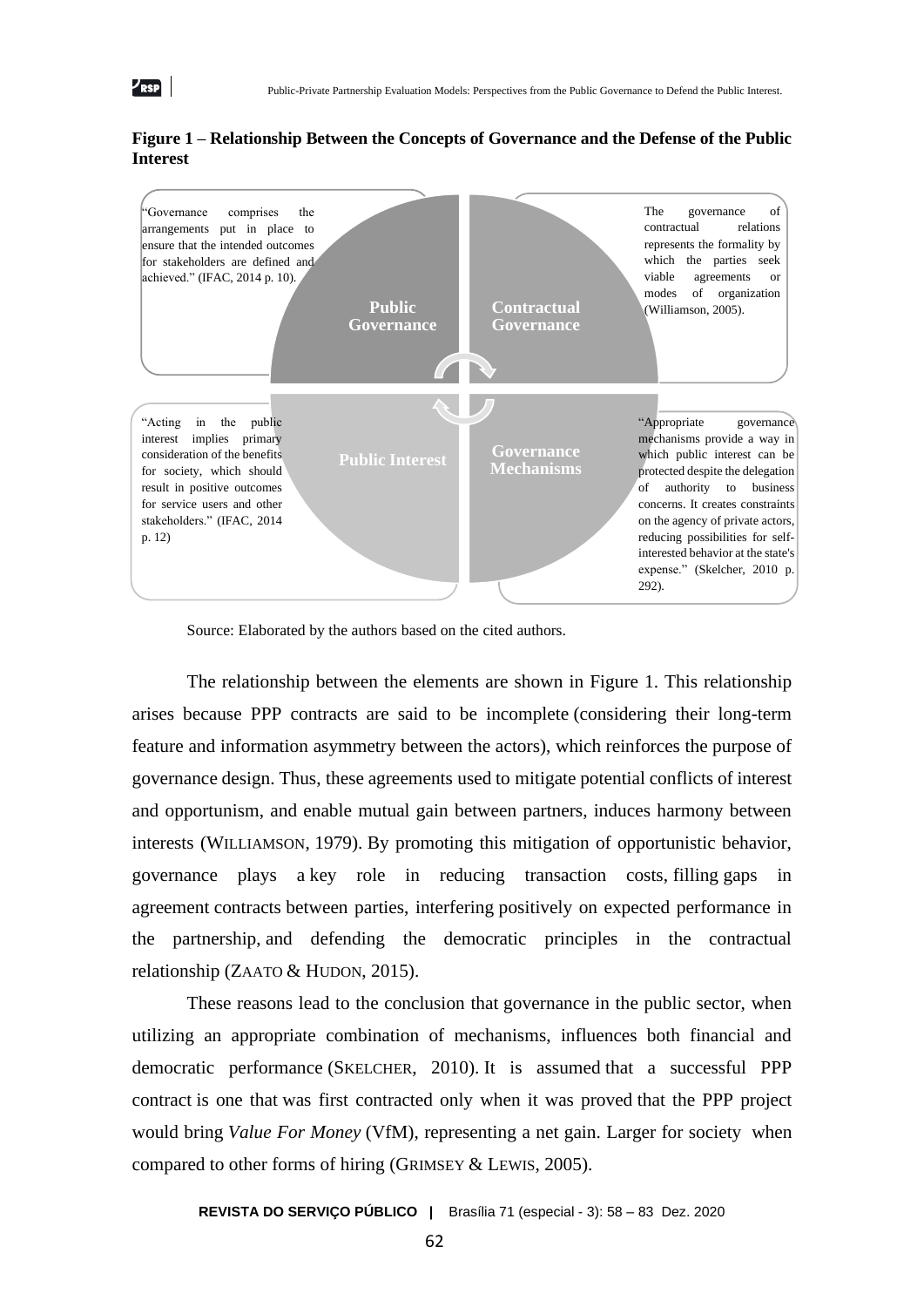**Figure 1 – Relationship Between the Concepts of Governance and the Defense of the Public Interest**

"Governance comprises the arrangements put in place to ensure that the intended outcomes for stakeholders are defined and achieved." (IFAC, 2014 p. 10).

**Public Governance**

**Contractual Governance**

The governance of contractual relations represents the formality by which the parties seek viable agreements or modes of organization (Williamson, 2005).

"Acting in the public interest implies primary consideration of the benefits for society, which should result in positive outcomes for service users and other stakeholders." (IFAC, 2014 p. 12)

**Public Interest**

**Governance Mechanisms**

"Appropriate governance mechanisms provide a way in which public interest can be protected despite the delegation of authority to business concerns. It creates constraints on the agency of private actors, reducing possibilities for self-interested behavior at the state's expense." (Skelcher, 2010 p. 292).

Source: Elaborated by the authors based on the cited authors.

The relationship between the elements are shown in Figure 1. This relationship arises because PPP contracts are said to be incomplete (considering their long-term feature and information asymmetry between the actors), which reinforces the purpose of governance design. Thus, these agreements used to mitigate potential conflicts of interest and opportunism, and enable mutual gain between partners, induces harmony between interests (WILLIAMSON, 1979). By promoting this mitigation of opportunistic behavior, governance plays a key role in reducing transaction costs, filling gaps in agreement contracts between parties, interfering positively on expected performance in the partnership, and defending the democratic principles in the contractual relationship (ZAATO & HUDON, 2015).

These reasons lead to the conclusion that governance in the public sector, when utilizing an appropriate combination of mechanisms, influences both financial and democratic performance (SKELCHER, 2010). It is assumed that a successful PPP contract is one that was first contracted only when it was proved that the PPP project would bring *Value For Money* (VfM), representing a net gain. Larger for society when compared to other forms of hiring (GRIMSEY & LEWIS, 2005).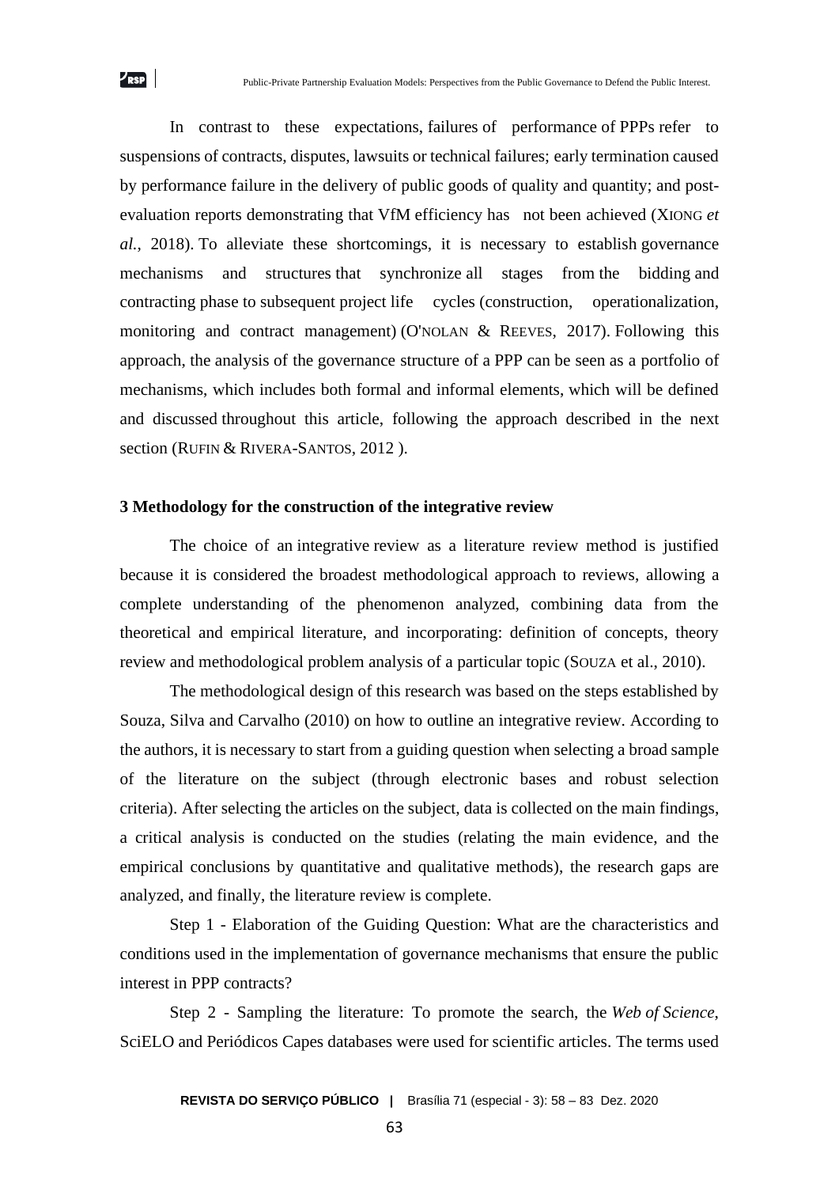In contrast to these expectations, failures of performance of PPPs refer to suspensions of contracts, disputes, lawsuits or technical failures; early termination caused by performance failure in the delivery of public goods of quality and quantity; and post-evaluation reports demonstrating that VfM efficiency has not been achieved (XIONG *et al.*, 2018). To alleviate these shortcomings, it is necessary to establish governance mechanisms and structures that synchronize all stages from the bidding and contracting phase to subsequent project life cycles (construction, operationalization, monitoring and contract management) (O'NOLAN & REEVES, 2017). Following this approach, the analysis of the governance structure of a PPP can be seen as a portfolio of mechanisms, which includes both formal and informal elements, which will be defined and discussed throughout this article, following the approach described in the next section (RUFIN & RIVERA-SANTOS, 2012 ).

## 3 Methodology for the construction of the integrative review

The choice of an integrative review as a literature review method is justified because it is considered the broadest methodological approach to reviews, allowing a complete understanding of the phenomenon analyzed, combining data from the theoretical and empirical literature, and incorporating: definition of concepts, theory review and methodological problem analysis of a particular topic (SOUZA et al., 2010).

The methodological design of this research was based on the steps established by Souza, Silva and Carvalho (2010) on how to outline an integrative review. According to the authors, it is necessary to start from a guiding question when selecting a broad sample of the literature on the subject (through electronic bases and robust selection criteria). After selecting the articles on the subject, data is collected on the main findings, a critical analysis is conducted on the studies (relating the main evidence, and the empirical conclusions by quantitative and qualitative methods), the research gaps are analyzed, and finally, the literature review is complete.

Step 1 - Elaboration of the Guiding Question: What are the characteristics and conditions used in the implementation of governance mechanisms that ensure the public interest in PPP contracts?

Step 2 - Sampling the literature: To promote the search, the *Web of Science*, SciELO and Periódicos Capes databases were used for scientific articles. The terms used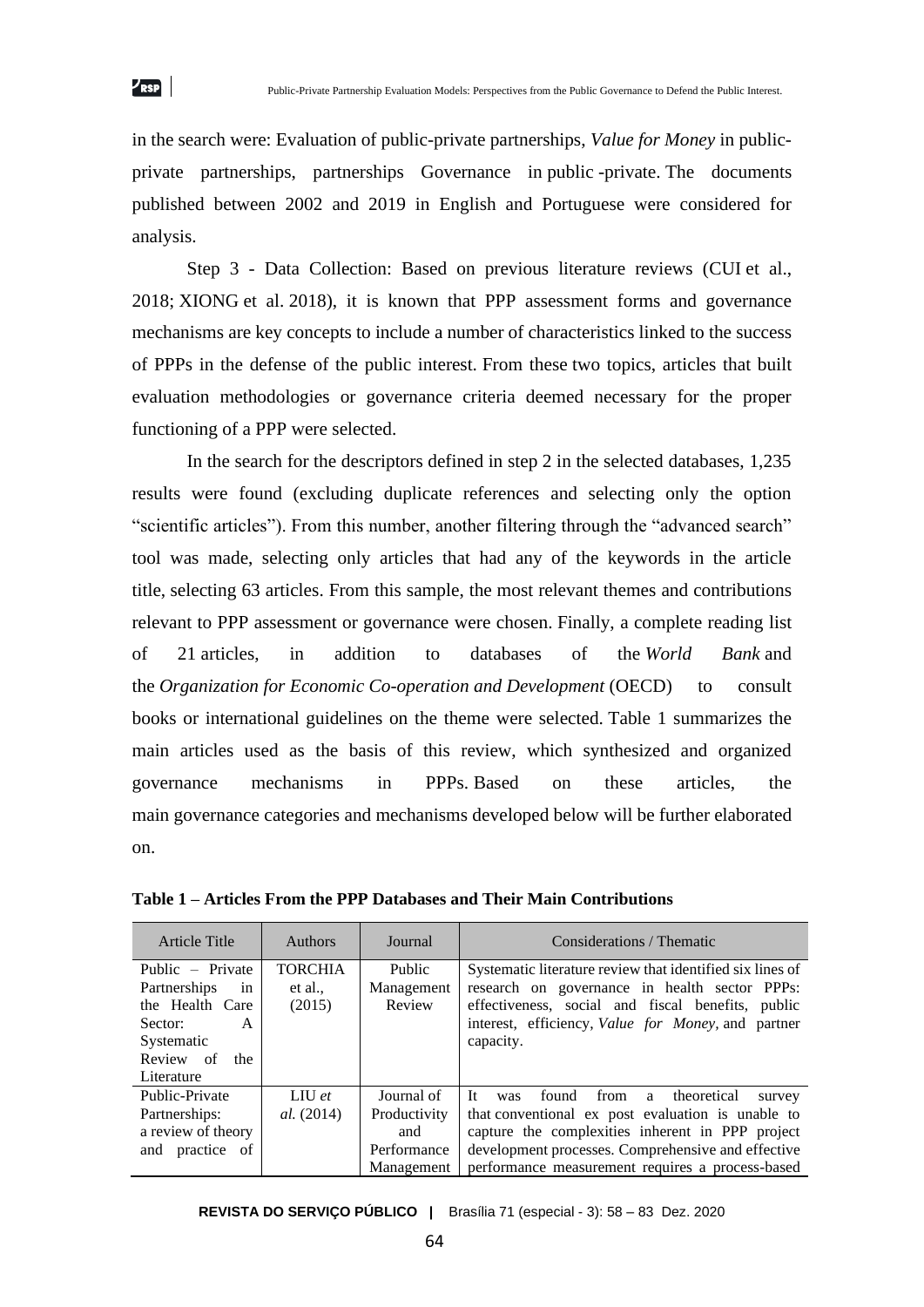in the search were: Evaluation of public-private partnerships, *Value for Money* in public-private partnerships, partnerships Governance in public -private. The documents published between 2002 and 2019 in English and Portuguese were considered for analysis.

Step 3 - Data Collection: Based on previous literature reviews (CUI et al., 2018; XIONG et al. 2018), it is known that PPP assessment forms and governance mechanisms are key concepts to include a number of characteristics linked to the success of PPPs in the defense of the public interest. From these two topics, articles that built evaluation methodologies or governance criteria deemed necessary for the proper functioning of a PPP were selected.

In the search for the descriptors defined in step 2 in the selected databases, 1,235 results were found (excluding duplicate references and selecting only the option "scientific articles"). From this number, another filtering through the "advanced search" tool was made, selecting only articles that had any of the keywords in the article title, selecting 63 articles. From this sample, the most relevant themes and contributions relevant to PPP assessment or governance were chosen. Finally, a complete reading list of 21 articles, in addition to databases of the *World Bank* and the *Organization for Economic Co-operation and Development* (OECD) to consult books or international guidelines on the theme were selected. Table 1 summarizes the main articles used as the basis of this review, which synthesized and organized governance mechanisms in PPPs. Based on these articles, the main governance categories and mechanisms developed below will be further elaborated on.

**Table 1 – Articles From the PPP Databases and Their Main Contributions**

| Article Title | Authors | Journal | Considerations / Thematic |
|---|---|---|---|
| Public – Private Partnerships in the Health Care Sector: A Systematic Review of the Literature | TORCHIA et al., (2015) | Public Management Review | Systematic literature review that identified six lines of research on governance in health sector PPPs: effectiveness, social and fiscal benefits, public interest, efficiency, *Value for Money*, and partner capacity. |
| Public-Private Partnerships: a review of theory and practice of | LIU *et al.* (2014) | Journal of Productivity and Performance Management | It was found from a theoretical survey that conventional ex post evaluation is unable to capture the complexities inherent in PPP project development processes. Comprehensive and effective performance measurement requires a process-based |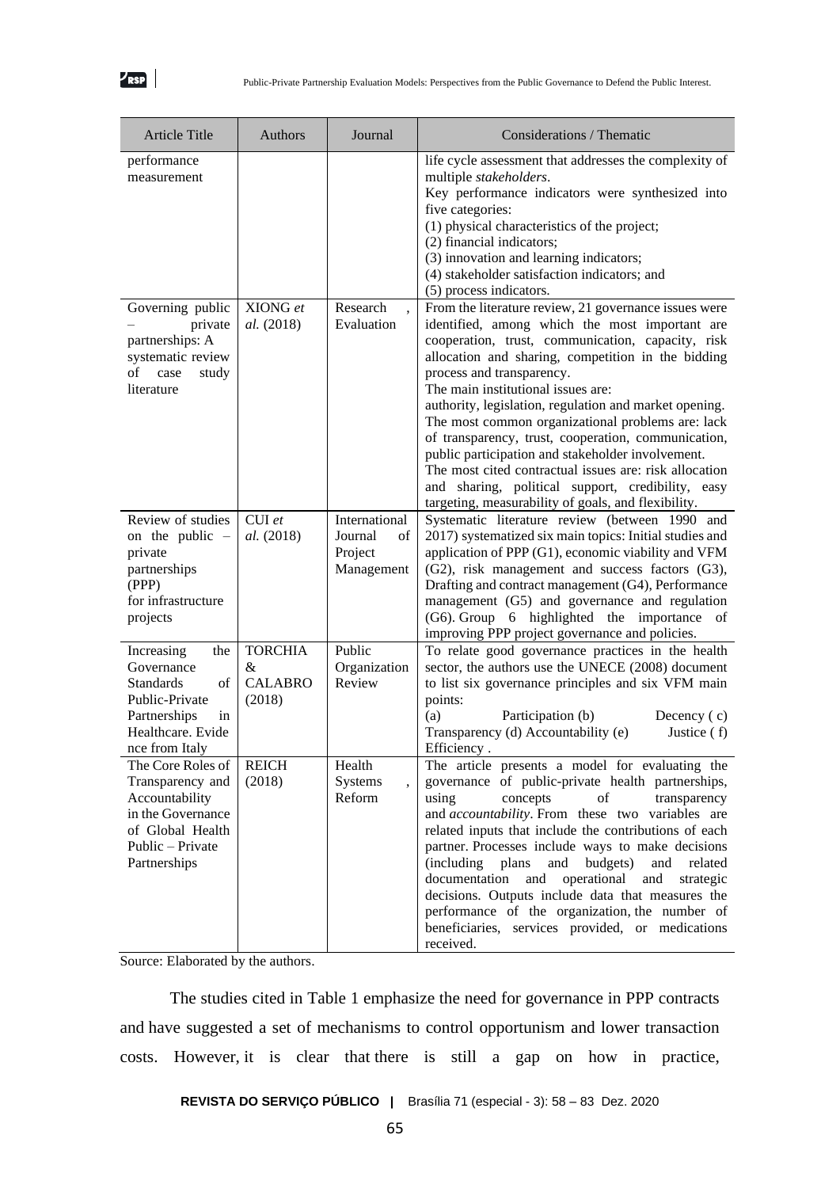| Article Title | Authors | Journal | Considerations / Thematic |
|---|---|---|---|
| performance measurement | | | life cycle assessment that addresses the complexity of multiple *stakeholders*. Key performance indicators were synthesized into five categories: (1) physical characteristics of the project; (2) financial indicators; (3) innovation and learning indicators; (4) stakeholder satisfaction indicators; and (5) process indicators. |
| Governing public – private partnerships: A systematic review of case study literature | XIONG *et al.* (2018) | Research , Evaluation | From the literature review, 21 governance issues were identified, among which the most important are cooperation, trust, communication, capacity, risk allocation and sharing, competition in the bidding process and transparency. The main institutional issues are: authority, legislation, regulation and market opening. The most common organizational problems are: lack of transparency, trust, cooperation, communication, public participation and stakeholder involvement. The most cited contractual issues are: risk allocation and sharing, political support, credibility, easy targeting, measurability of goals, and flexibility. |
| Review of studies on the public – private partnerships (PPP) for infrastructure projects | CUI *et al.* (2018) | International Journal of Project Management | Systematic literature review (between 1990 and 2017) systematized six main topics: Initial studies and application of PPP (G1), economic viability and VFM (G2), risk management and success factors (G3), Drafting and contract management (G4), Performance management (G5) and governance and regulation (G6). Group 6 highlighted the importance of improving PPP project governance and policies. |
| Increasing the Governance Standards of Public-Private Partnerships in Healthcare. Evidence from Italy | TORCHIA & CALABRO (2018) | Public Organization Review | To relate good governance practices in the health sector, the authors use the UNECE (2008) document to list six governance principles and six VFM main points: (a) Participation (b) Decency ( c) Transparency (d) Accountability (e) Justice ( f) Efficiency . |
| The Core Roles of Transparency and Accountability in the Governance of Global Health Public – Private Partnerships | REICH (2018) | Health Systems , Reform | The article presents a model for evaluating the governance of public-private health partnerships, using concepts of transparency and *accountability*. From these two variables are related inputs that include the contributions of each partner. Processes include ways to make decisions (including plans and budgets) and related documentation and operational and strategic decisions. Outputs include data that measures the performance of the organization, the number of beneficiaries, services provided, or medications received. |

Source: Elaborated by the authors.

The studies cited in Table 1 emphasize the need for governance in PPP contracts and have suggested a set of mechanisms to control opportunism and lower transaction costs. However, it is clear that there is still a gap on how in practice,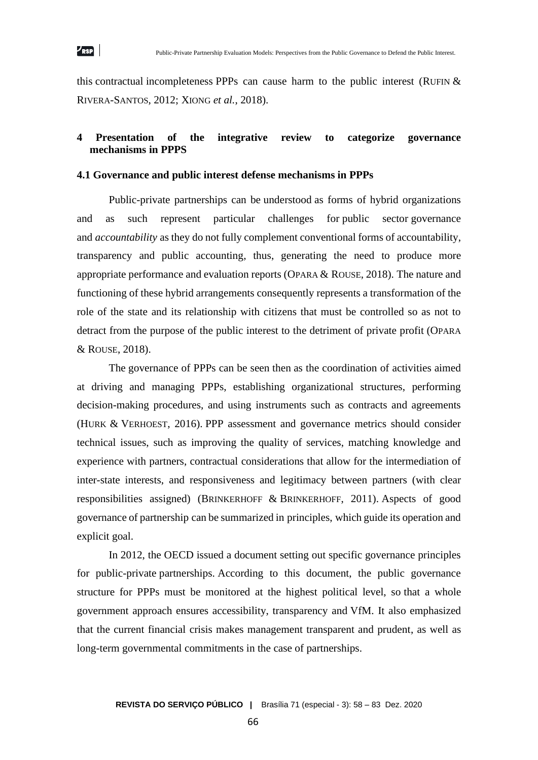this contractual incompleteness PPPs can cause harm to the public interest (Rufin & Rivera-Santos, 2012; Xiong *et al.*, 2018).

## 4 Presentation of the integrative review to categorize governance mechanisms in PPPS

### 4.1 Governance and public interest defense mechanisms in PPPs

Public-private partnerships can be understood as forms of hybrid organizations and as such represent particular challenges for public sector governance and *accountability* as they do not fully complement conventional forms of accountability, transparency and public accounting, thus, generating the need to produce more appropriate performance and evaluation reports (Opara & Rouse, 2018). The nature and functioning of these hybrid arrangements consequently represents a transformation of the role of the state and its relationship with citizens that must be controlled so as not to detract from the purpose of the public interest to the detriment of private profit (Opara & Rouse, 2018).

The governance of PPPs can be seen then as the coordination of activities aimed at driving and managing PPPs, establishing organizational structures, performing decision-making procedures, and using instruments such as contracts and agreements (Hurk & Verhoest, 2016). PPP assessment and governance metrics should consider technical issues, such as improving the quality of services, matching knowledge and experience with partners, contractual considerations that allow for the intermediation of inter-state interests, and responsiveness and legitimacy between partners (with clear responsibilities assigned) (Brinkerhoff & Brinkerhoff, 2011). Aspects of good governance of partnership can be summarized in principles, which guide its operation and explicit goal.

In 2012, the OECD issued a document setting out specific governance principles for public-private partnerships. According to this document, the public governance structure for PPPs must be monitored at the highest political level, so that a whole government approach ensures accessibility, transparency and VfM. It also emphasized that the current financial crisis makes management transparent and prudent, as well as long-term governmental commitments in the case of partnerships.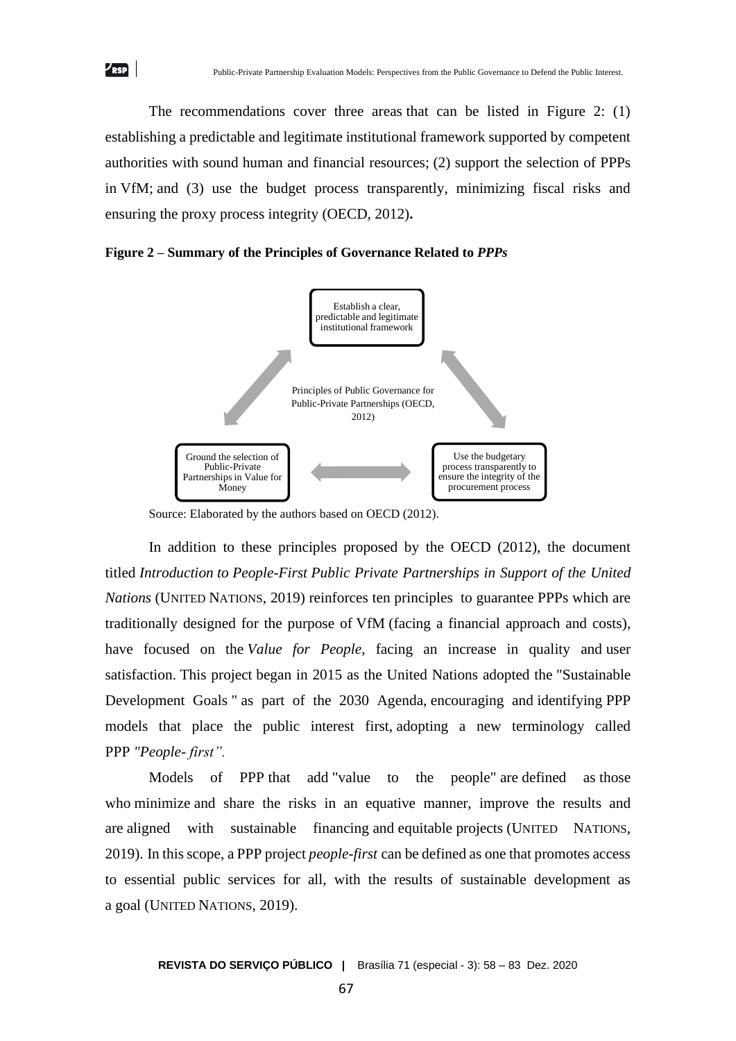The recommendations cover three areas that can be listed in Figure 2: (1) establishing a predictable and legitimate institutional framework supported by competent authorities with sound human and financial resources; (2) support the selection of PPPs in VfM; and (3) use the budget process transparently, minimizing fiscal risks and ensuring the proxy process integrity (OECD, 2012)**.**

**Figure 2 – Summary of the Principles of Governance Related to *PPPs***

Establish a clear, predictable and legitimate institutional framework

Principles of Public Governance for Public-Private Partnerships (OECD, 2012)

Ground the selection of Public-Private Partnerships in Value for Money

Use the budgetary process transparently to ensure the integrity of the procurement process

Source: Elaborated by the authors based on OECD (2012).

In addition to these principles proposed by the OECD (2012), the document titled *Introduction to People-First Public Private Partnerships in Support of the United Nations* (UNITED NATIONS, 2019) reinforces ten principles to guarantee PPPs which are traditionally designed for the purpose of VfM (facing a financial approach and costs), have focused on the *Value for People*, facing an increase in quality and user satisfaction. This project began in 2015 as the United Nations adopted the "Sustainable Development Goals " as part of the 2030 Agenda, encouraging and identifying PPP models that place the public interest first, adopting a new terminology called PPP *"People- first".*

Models of PPP that add "value to the people" are defined as those who minimize and share the risks in an equative manner, improve the results and are aligned with sustainable financing and equitable projects (UNITED NATIONS, 2019). In this scope, a PPP project *people-first* can be defined as one that promotes access to essential public services for all, with the results of sustainable development as a goal (UNITED NATIONS, 2019).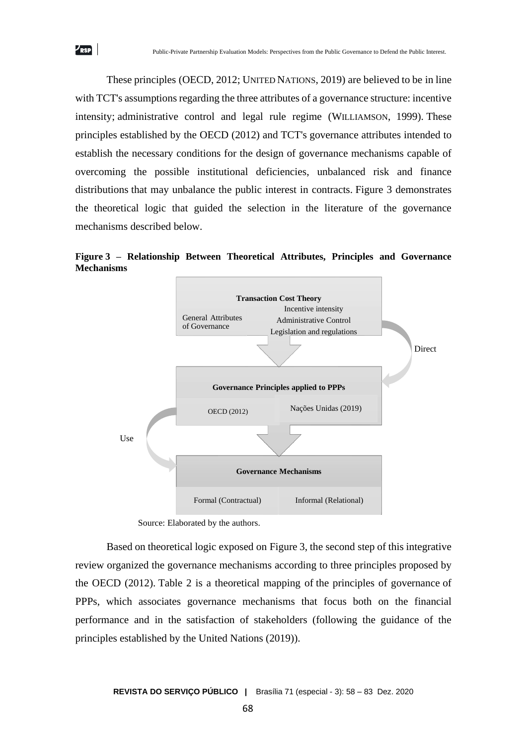These principles (OECD, 2012; UNITED NATIONS, 2019) are believed to be in line with TCT's assumptions regarding the three attributes of a governance structure: incentive intensity; administrative control and legal rule regime (WILLIAMSON, 1999). These principles established by the OECD (2012) and TCT's governance attributes intended to establish the necessary conditions for the design of governance mechanisms capable of overcoming the possible institutional deficiencies, unbalanced risk and finance distributions that may unbalance the public interest in contracts. Figure 3 demonstrates the theoretical logic that guided the selection in the literature of the governance mechanisms described below.

**Figure 3 – Relationship Between Theoretical Attributes, Principles and Governance Mechanisms**

**Transaction Cost Theory**

General Attributes of Governance

Incentive intensity
Administrative Control
Legislation and regulations

Direct

**Governance Principles applied to PPPs**

OECD (2012)

Nações Unidas (2019)

Use

**Governance Mechanisms**

Formal (Contractual)

Informal (Relational)

Source: Elaborated by the authors.

Based on theoretical logic exposed on Figure 3, the second step of this integrative review organized the governance mechanisms according to three principles proposed by the OECD (2012). Table 2 is a theoretical mapping of the principles of governance of PPPs, which associates governance mechanisms that focus both on the financial performance and in the satisfaction of stakeholders (following the guidance of the principles established by the United Nations (2019)).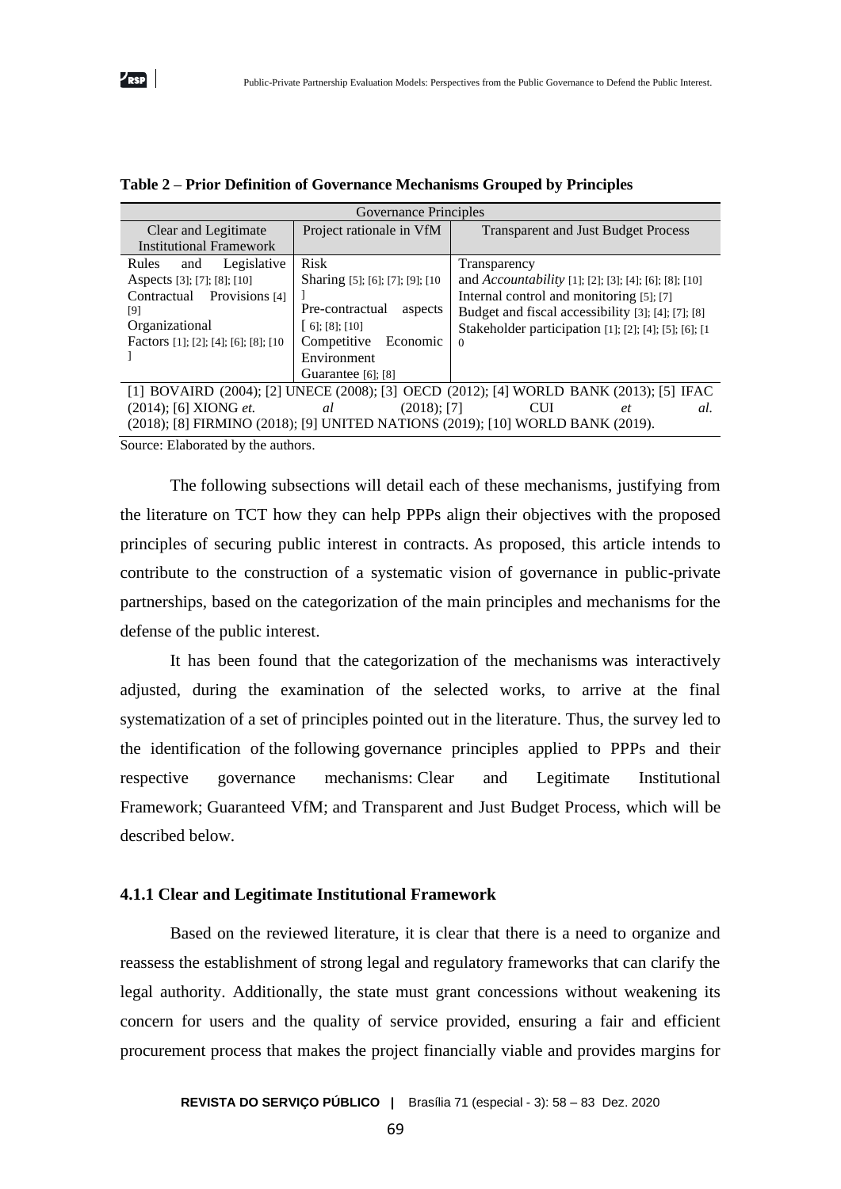**Table 2 – Prior Definition of Governance Mechanisms Grouped by Principles**

| Governance Principles | | |
|---|---|---|
| Clear and Legitimate Institutional Framework | Project rationale in VfM | Transparent and Just Budget Process |
| Rules and Legislative Aspects [3]; [7]; [8]; [10]<br>Contractual Provisions [4] [9]<br>Organizational Factors [1]; [2]; [4]; [6]; [8]; [10] | Risk Sharing [5]; [6]; [7]; [9]; [10]<br>Pre-contractual aspects [6]; [8]; [10]<br>Competitive Economic Environment Guarantee [6]; [8] | Transparency and *Accountability* [1]; [2]; [3]; [4]; [6]; [8]; [10]<br>Internal control and monitoring [5]; [7]<br>Budget and fiscal accessibility [3]; [4]; [7]; [8]<br>Stakeholder participation [1]; [2]; [4]; [5]; [6]; [10] |
| [1] BOVAIRD (2004); [2] UNECE (2008); [3] OECD (2012); [4] WORLD BANK (2013); [5] IFAC (2014); [6] XIONG *et. al* (2018); [7] CUI *et al.* (2018); [8] FIRMINO (2018); [9] UNITED NATIONS (2019); [10] WORLD BANK (2019). | | |

Source: Elaborated by the authors.

The following subsections will detail each of these mechanisms, justifying from the literature on TCT how they can help PPPs align their objectives with the proposed principles of securing public interest in contracts. As proposed, this article intends to contribute to the construction of a systematic vision of governance in public-private partnerships, based on the categorization of the main principles and mechanisms for the defense of the public interest.

It has been found that the categorization of the mechanisms was interactively adjusted, during the examination of the selected works, to arrive at the final systematization of a set of principles pointed out in the literature. Thus, the survey led to the identification of the following governance principles applied to PPPs and their respective governance mechanisms: Clear and Legitimate Institutional Framework; Guaranteed VfM; and Transparent and Just Budget Process, which will be described below.

### 4.1.1 Clear and Legitimate Institutional Framework

Based on the reviewed literature, it is clear that there is a need to organize and reassess the establishment of strong legal and regulatory frameworks that can clarify the legal authority. Additionally, the state must grant concessions without weakening its concern for users and the quality of service provided, ensuring a fair and efficient procurement process that makes the project financially viable and provides margins for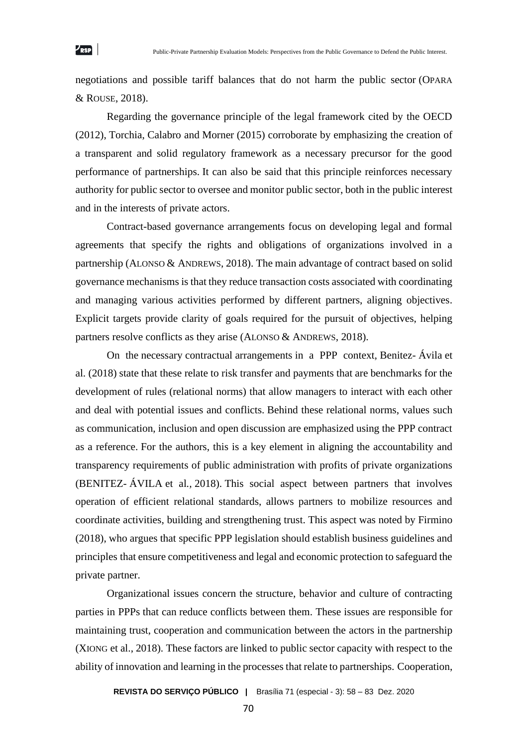negotiations and possible tariff balances that do not harm the public sector (OPARA & ROUSE, 2018).

Regarding the governance principle of the legal framework cited by the OECD (2012), Torchia, Calabro and Morner (2015) corroborate by emphasizing the creation of a transparent and solid regulatory framework as a necessary precursor for the good performance of partnerships. It can also be said that this principle reinforces necessary authority for public sector to oversee and monitor public sector, both in the public interest and in the interests of private actors.

Contract-based governance arrangements focus on developing legal and formal agreements that specify the rights and obligations of organizations involved in a partnership (ALONSO & ANDREWS, 2018). The main advantage of contract based on solid governance mechanisms is that they reduce transaction costs associated with coordinating and managing various activities performed by different partners, aligning objectives. Explicit targets provide clarity of goals required for the pursuit of objectives, helping partners resolve conflicts as they arise (ALONSO & ANDREWS, 2018).

On the necessary contractual arrangements in a PPP context, Benitez- Ávila et al. (2018) state that these relate to risk transfer and payments that are benchmarks for the development of rules (relational norms) that allow managers to interact with each other and deal with potential issues and conflicts. Behind these relational norms, values such as communication, inclusion and open discussion are emphasized using the PPP contract as a reference. For the authors, this is a key element in aligning the accountability and transparency requirements of public administration with profits of private organizations (BENITEZ- ÁVILA et al., 2018). This social aspect between partners that involves operation of efficient relational standards, allows partners to mobilize resources and coordinate activities, building and strengthening trust. This aspect was noted by Firmino (2018), who argues that specific PPP legislation should establish business guidelines and principles that ensure competitiveness and legal and economic protection to safeguard the private partner.

Organizational issues concern the structure, behavior and culture of contracting parties in PPPs that can reduce conflicts between them. These issues are responsible for maintaining trust, cooperation and communication between the actors in the partnership (XIONG et al., 2018). These factors are linked to public sector capacity with respect to the ability of innovation and learning in the processes that relate to partnerships. Cooperation,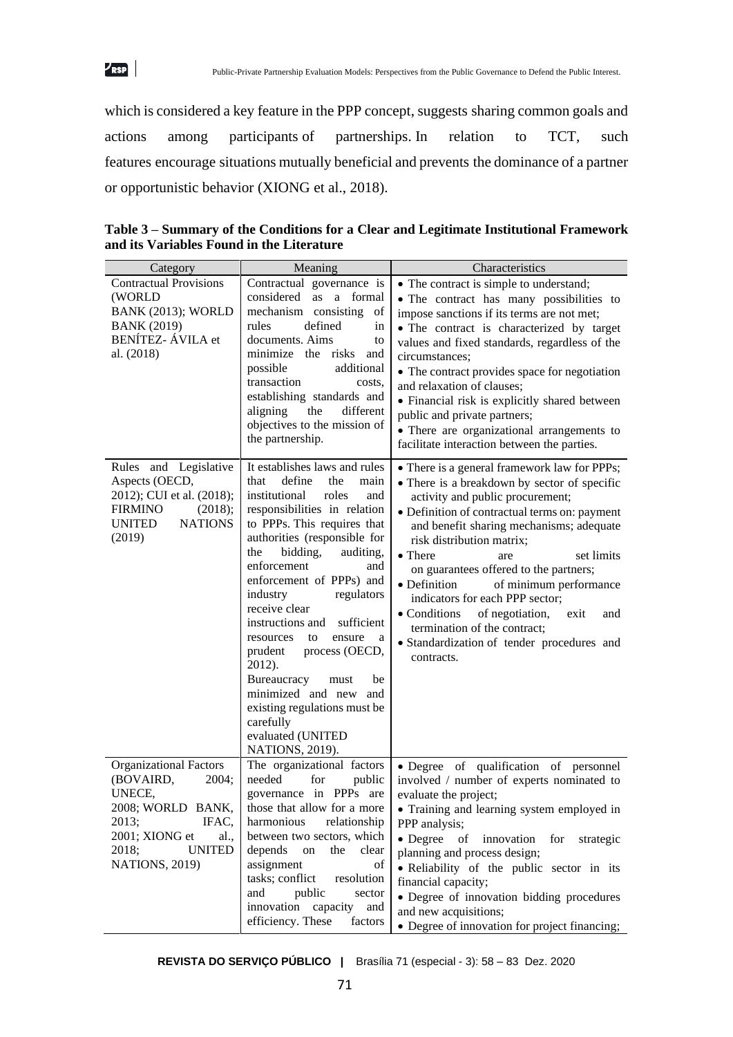which is considered a key feature in the PPP concept, suggests sharing common goals and actions among participants of partnerships. In relation to TCT, such features encourage situations mutually beneficial and prevents the dominance of a partner or opportunistic behavior (XIONG et al., 2018).

**Table 3 – Summary of the Conditions for a Clear and Legitimate Institutional Framework and its Variables Found in the Literature**

| Category | Meaning | Characteristics |
|---|---|---|
| Contractual Provisions (WORLD BANK (2013); WORLD BANK (2019) BENÍTEZ- ÁVILA et al. (2018) | Contractual governance is considered as a formal mechanism consisting of rules defined in documents. Aims to minimize the risks and possible additional transaction costs, establishing standards and aligning the different objectives to the mission of the partnership. | • The contract is simple to understand; • The contract has many possibilities to impose sanctions if its terms are not met; • The contract is characterized by target values and fixed standards, regardless of the circumstances; • The contract provides space for negotiation and relaxation of clauses; • Financial risk is explicitly shared between public and private partners; • There are organizational arrangements to facilitate interaction between the parties. |
| Rules and Legislative Aspects (OECD, 2012); CUI et al. (2018); FIRMINO (2018); UNITED NATIONS (2019) | It establishes laws and rules that define the main institutional roles and responsibilities in relation to PPPs. This requires that authorities (responsible for the bidding, auditing, enforcement and enforcement of PPPs) and industry regulators receive clear instructions and sufficient resources to ensure a prudent process (OECD, 2012). Bureaucracy must be minimized and new and existing regulations must be carefully evaluated (UNITED NATIONS, 2019). | • There is a general framework law for PPPs; • There is a breakdown by sector of specific activity and public procurement; • Definition of contractual terms on: payment and benefit sharing mechanisms; adequate risk distribution matrix; • There are set limits on guarantees offered to the partners; • Definition of minimum performance indicators for each PPP sector; • Conditions of negotiation, exit and termination of the contract; • Standardization of tender procedures and contracts. |
| Organizational Factors (BOVAIRD, 2004; UNECE, 2008; WORLD BANK, 2013; IFAC, 2001; XIONG et al., 2018; UNITED NATIONS, 2019) | The organizational factors needed for public governance in PPPs are those that allow for a more harmonious relationship between two sectors, which depends on the clear assignment of tasks; conflict resolution and public sector innovation capacity and efficiency. These factors | • Degree of qualification of personnel involved / number of experts nominated to evaluate the project; • Training and learning system employed in PPP analysis; • Degree of innovation for strategic planning and process design; • Reliability of the public sector in its financial capacity; • Degree of innovation bidding procedures and new acquisitions; • Degree of innovation for project financing; |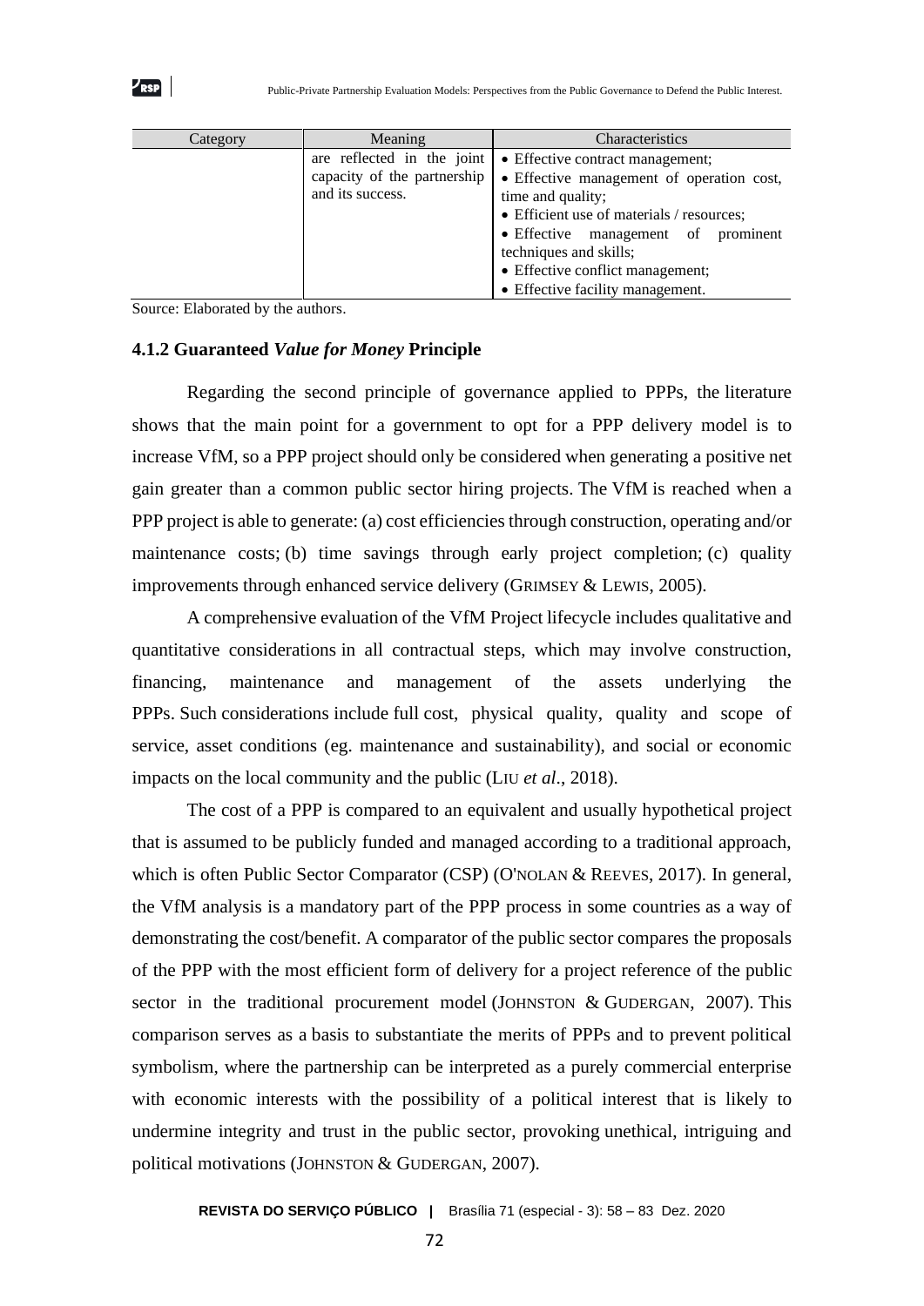| Category | Meaning | Characteristics |
|---|---|---|
| | are reflected in the joint capacity of the partnership and its success. | • Effective contract management;<br>• Effective management of operation cost, time and quality;<br>• Efficient use of materials / resources;<br>• Effective management of prominent techniques and skills;<br>• Effective conflict management;<br>• Effective facility management. |

Source: Elaborated by the authors.

### 4.1.2 Guaranteed *Value for Money* Principle

Regarding the second principle of governance applied to PPPs, the literature shows that the main point for a government to opt for a PPP delivery model is to increase VfM, so a PPP project should only be considered when generating a positive net gain greater than a common public sector hiring projects. The VfM is reached when a PPP project is able to generate: (a) cost efficiencies through construction, operating and/or maintenance costs; (b) time savings through early project completion; (c) quality improvements through enhanced service delivery (GRIMSEY & LEWIS, 2005).

A comprehensive evaluation of the VfM Project lifecycle includes qualitative and quantitative considerations in all contractual steps, which may involve construction, financing, maintenance and management of the assets underlying the PPPs. Such considerations include full cost, physical quality, quality and scope of service, asset conditions (eg. maintenance and sustainability), and social or economic impacts on the local community and the public (LIU *et al*., 2018).

The cost of a PPP is compared to an equivalent and usually hypothetical project that is assumed to be publicly funded and managed according to a traditional approach, which is often Public Sector Comparator (CSP) (O'NOLAN & REEVES, 2017). In general, the VfM analysis is a mandatory part of the PPP process in some countries as a way of demonstrating the cost/benefit. A comparator of the public sector compares the proposals of the PPP with the most efficient form of delivery for a project reference of the public sector in the traditional procurement model (JOHNSTON & GUDERGAN, 2007). This comparison serves as a basis to substantiate the merits of PPPs and to prevent political symbolism, where the partnership can be interpreted as a purely commercial enterprise with economic interests with the possibility of a political interest that is likely to undermine integrity and trust in the public sector, provoking unethical, intriguing and political motivations (JOHNSTON & GUDERGAN, 2007).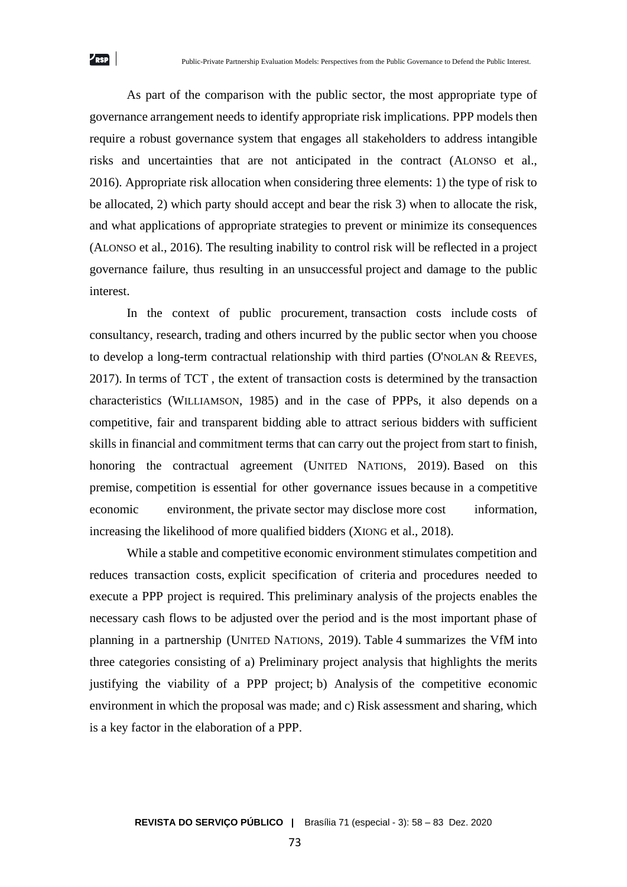As part of the comparison with the public sector, the most appropriate type of governance arrangement needs to identify appropriate risk implications. PPP models then require a robust governance system that engages all stakeholders to address intangible risks and uncertainties that are not anticipated in the contract (ALONSO et al., 2016). Appropriate risk allocation when considering three elements: 1) the type of risk to be allocated, 2) which party should accept and bear the risk 3) when to allocate the risk, and what applications of appropriate strategies to prevent or minimize its consequences (ALONSO et al., 2016). The resulting inability to control risk will be reflected in a project governance failure, thus resulting in an unsuccessful project and damage to the public interest.

In the context of public procurement, transaction costs include costs of consultancy, research, trading and others incurred by the public sector when you choose to develop a long-term contractual relationship with third parties (O'NOLAN & REEVES, 2017). In terms of TCT , the extent of transaction costs is determined by the transaction characteristics (WILLIAMSON, 1985) and in the case of PPPs, it also depends on a competitive, fair and transparent bidding able to attract serious bidders with sufficient skills in financial and commitment terms that can carry out the project from start to finish, honoring the contractual agreement (UNITED NATIONS, 2019). Based on this premise, competition is essential for other governance issues because in a competitive economic environment, the private sector may disclose more cost information, increasing the likelihood of more qualified bidders (XIONG et al., 2018).

While a stable and competitive economic environment stimulates competition and reduces transaction costs, explicit specification of criteria and procedures needed to execute a PPP project is required. This preliminary analysis of the projects enables the necessary cash flows to be adjusted over the period and is the most important phase of planning in a partnership (UNITED NATIONS, 2019). Table 4 summarizes the VfM into three categories consisting of a) Preliminary project analysis that highlights the merits justifying the viability of a PPP project; b) Analysis of the competitive economic environment in which the proposal was made; and c) Risk assessment and sharing, which is a key factor in the elaboration of a PPP.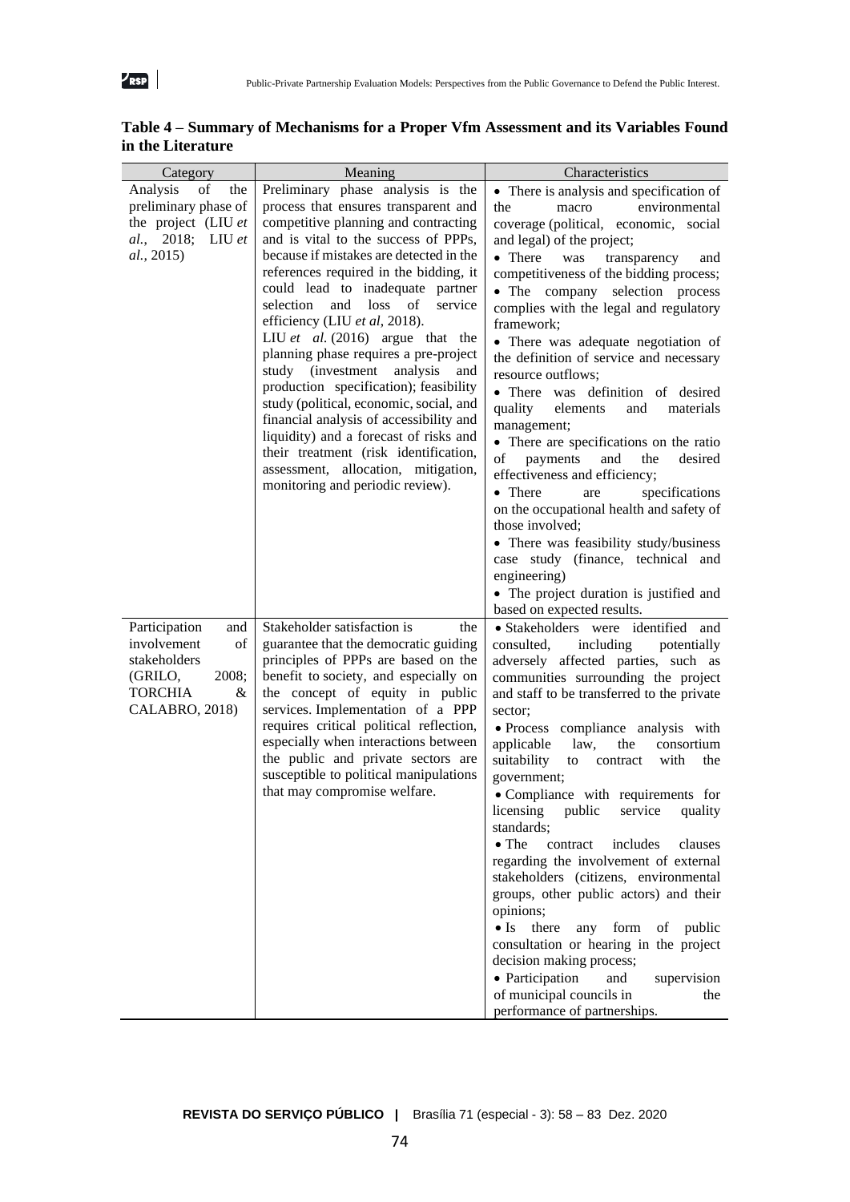**Table 4 – Summary of Mechanisms for a Proper Vfm Assessment and its Variables Found in the Literature**

| Category | Meaning | Characteristics |
|---|---|---|
| Analysis of the preliminary phase of the project (LIU *et al.*, 2018; LIU *et al.*, 2015) | Preliminary phase analysis is the process that ensures transparent and competitive planning and contracting and is vital to the success of PPPs, because if mistakes are detected in the references required in the bidding, it could lead to inadequate partner selection and loss of service efficiency (LIU *et al*, 2018). LIU *et al.* (2016) argue that the planning phase requires a pre-project study (investment analysis and production specification); feasibility study (political, economic, social, and financial analysis of accessibility and liquidity) and a forecast of risks and their treatment (risk identification, assessment, allocation, mitigation, monitoring and periodic review). | • There is analysis and specification of the macro environmental coverage (political, economic, social and legal) of the project; • There was transparency and competitiveness of the bidding process; • The company selection process complies with the legal and regulatory framework; • There was adequate negotiation of the definition of service and necessary resource outflows; • There was definition of desired quality elements and materials management; • There are specifications on the ratio of payments and the desired effectiveness and efficiency; • There are specifications on the occupational health and safety of those involved; • There was feasibility study/business case study (finance, technical and engineering) • The project duration is justified and based on expected results. |
| Participation and involvement of stakeholders (GRILO, 2008; TORCHIA & CALABRO, 2018) | Stakeholder satisfaction is the guarantee that the democratic guiding principles of PPPs are based on the benefit to society, and especially on the concept of equity in public services. Implementation of a PPP requires critical political reflection, especially when interactions between the public and private sectors are susceptible to political manipulations that may compromise welfare. | • Stakeholders were identified and consulted, including potentially adversely affected parties, such as communities surrounding the project and staff to be transferred to the private sector; • Process compliance analysis with applicable law, the consortium suitability to contract with the government; • Compliance with requirements for licensing public service quality standards; • The contract includes clauses regarding the involvement of external stakeholders (citizens, environmental groups, other public actors) and their opinions; • Is there any form of public consultation or hearing in the project decision making process; • Participation and supervision of municipal councils in the performance of partnerships. |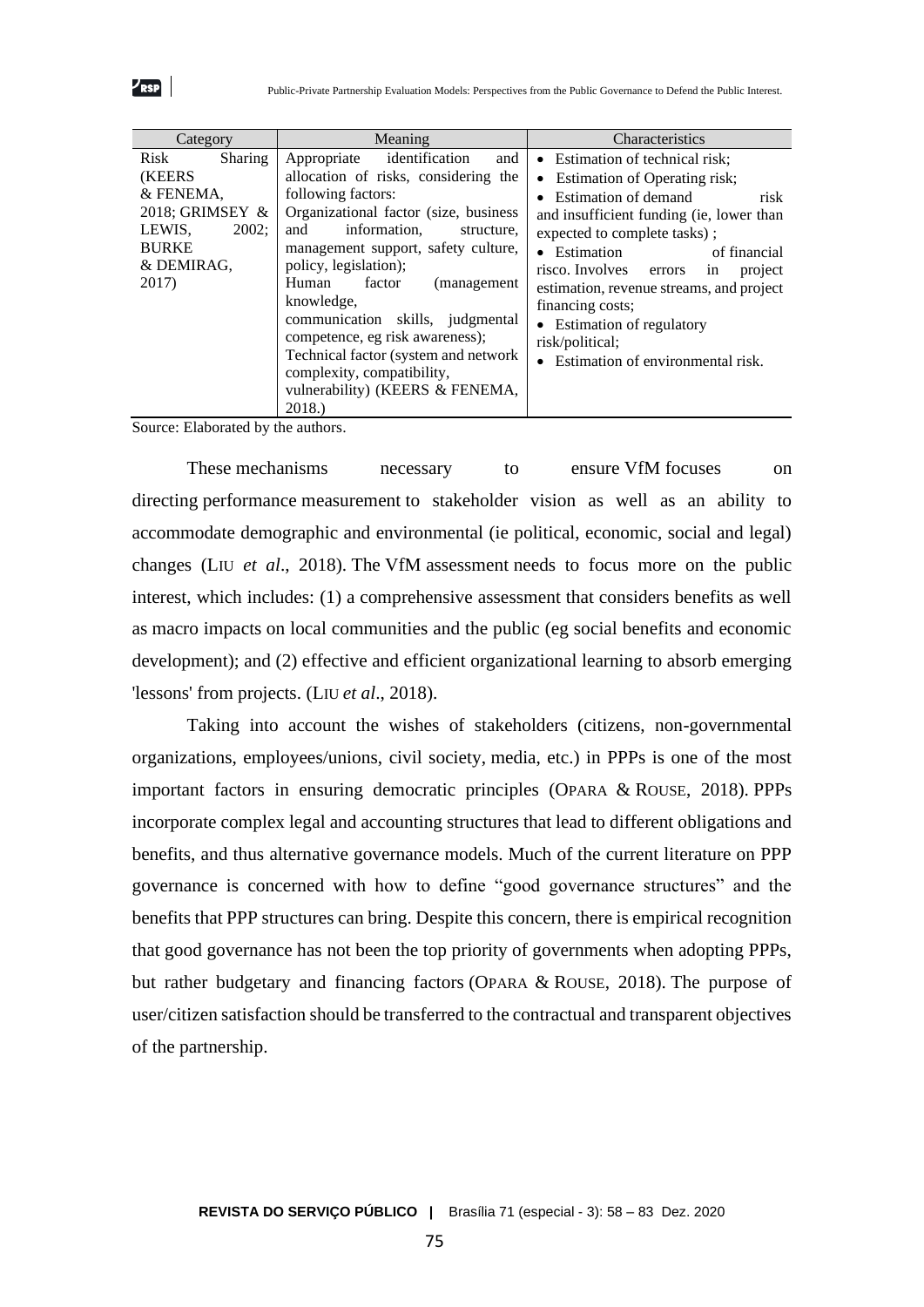| Category | Meaning | Characteristics |
| --- | --- | --- |
| Risk Sharing (KEERS & FENEMA, 2018; GRIMSEY & LEWIS, 2002; BURKE & DEMIRAG, 2017) | Appropriate identification and allocation of risks, considering the following factors: Organizational factor (size, business and information, structure, management support, safety culture, policy, legislation); Human factor (management knowledge, communication skills, judgmental competence, eg risk awareness); Technical factor (system and network complexity, compatibility, vulnerability) (KEERS & FENEMA, 2018.) | • Estimation of technical risk; • Estimation of Operating risk; • Estimation of demand risk and insufficient funding (ie, lower than expected to complete tasks) ; • Estimation of financial risco. Involves errors in project estimation, revenue streams, and project financing costs; • Estimation of regulatory risk/political; • Estimation of environmental risk. |

Source: Elaborated by the authors.

These mechanisms necessary to ensure VfM focuses on directing performance measurement to stakeholder vision as well as an ability to accommodate demographic and environmental (ie political, economic, social and legal) changes (LIU *et al*., 2018). The VfM assessment needs to focus more on the public interest, which includes: (1) a comprehensive assessment that considers benefits as well as macro impacts on local communities and the public (eg social benefits and economic development); and (2) effective and efficient organizational learning to absorb emerging 'lessons' from projects. (LIU *et al*., 2018).

Taking into account the wishes of stakeholders (citizens, non-governmental organizations, employees/unions, civil society, media, etc.) in PPPs is one of the most important factors in ensuring democratic principles (OPARA & ROUSE, 2018). PPPs incorporate complex legal and accounting structures that lead to different obligations and benefits, and thus alternative governance models. Much of the current literature on PPP governance is concerned with how to define "good governance structures" and the benefits that PPP structures can bring. Despite this concern, there is empirical recognition that good governance has not been the top priority of governments when adopting PPPs, but rather budgetary and financing factors (OPARA & ROUSE, 2018). The purpose of user/citizen satisfaction should be transferred to the contractual and transparent objectives of the partnership.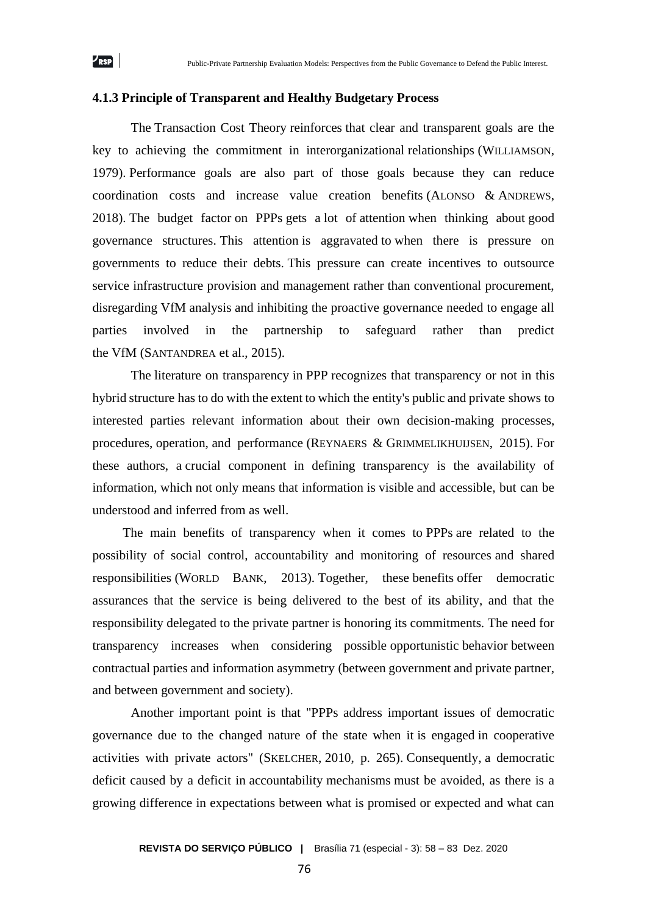### 4.1.3 Principle of Transparent and Healthy Budgetary Process

The Transaction Cost Theory reinforces that clear and transparent goals are the key to achieving the commitment in interorganizational relationships (WILLIAMSON, 1979). Performance goals are also part of those goals because they can reduce coordination costs and increase value creation benefits (ALONSO & ANDREWS, 2018). The budget factor on PPPs gets a lot of attention when thinking about good governance structures. This attention is aggravated to when there is pressure on governments to reduce their debts. This pressure can create incentives to outsource service infrastructure provision and management rather than conventional procurement, disregarding VfM analysis and inhibiting the proactive governance needed to engage all parties involved in the partnership to safeguard rather than predict the VfM (SANTANDREA et al., 2015).

The literature on transparency in PPP recognizes that transparency or not in this hybrid structure has to do with the extent to which the entity's public and private shows to interested parties relevant information about their own decision-making processes, procedures, operation, and performance (REYNAERS & GRIMMELIKHUIJSEN, 2015). For these authors, a crucial component in defining transparency is the availability of information, which not only means that information is visible and accessible, but can be understood and inferred from as well.

The main benefits of transparency when it comes to PPPs are related to the possibility of social control, accountability and monitoring of resources and shared responsibilities (WORLD BANK, 2013). Together, these benefits offer democratic assurances that the service is being delivered to the best of its ability, and that the responsibility delegated to the private partner is honoring its commitments. The need for transparency increases when considering possible opportunistic behavior between contractual parties and information asymmetry (between government and private partner, and between government and society).

Another important point is that "PPPs address important issues of democratic governance due to the changed nature of the state when it is engaged in cooperative activities with private actors" (SKELCHER, 2010, p. 265). Consequently, a democratic deficit caused by a deficit in accountability mechanisms must be avoided, as there is a growing difference in expectations between what is promised or expected and what can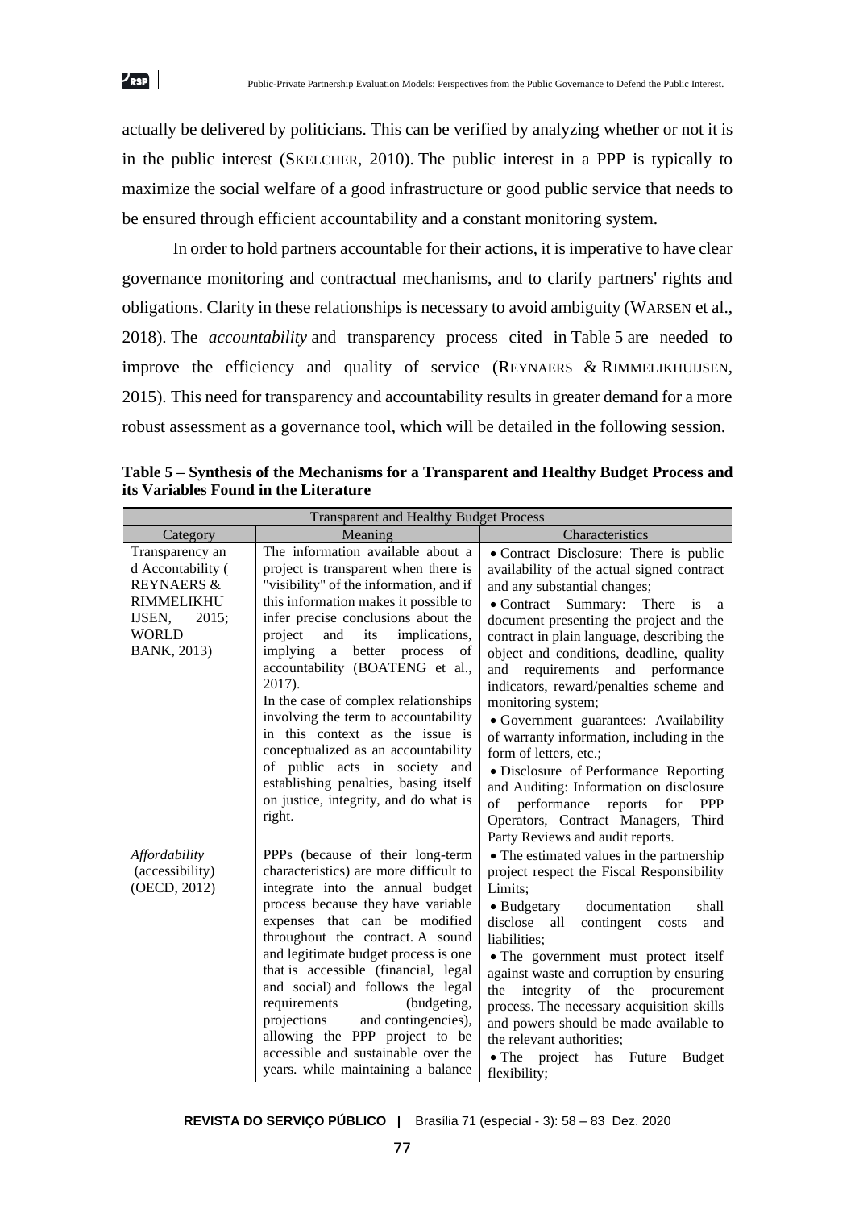actually be delivered by politicians. This can be verified by analyzing whether or not it is in the public interest (Skelcher, 2010). The public interest in a PPP is typically to maximize the social welfare of a good infrastructure or good public service that needs to be ensured through efficient accountability and a constant monitoring system.

In order to hold partners accountable for their actions, it is imperative to have clear governance monitoring and contractual mechanisms, and to clarify partners' rights and obligations. Clarity in these relationships is necessary to avoid ambiguity (Warsen et al., 2018). The *accountability* and transparency process cited in Table 5 are needed to improve the efficiency and quality of service (Reynaers & Rimmelikhuijsen, 2015). This need for transparency and accountability results in greater demand for a more robust assessment as a governance tool, which will be detailed in the following session.

**Table 5 – Synthesis of the Mechanisms for a Transparent and Healthy Budget Process and its Variables Found in the Literature**

| Transparent and Healthy Budget Process | | |
|---|---|---|
| Category | Meaning | Characteristics |
| Transparency and Accountability (REYNAERS & RIMMELIKHUIJSEN, 2015; WORLD BANK, 2013) | The information available about a project is transparent when there is "visibility" of the information, and if this information makes it possible to infer precise conclusions about the project and its implications, implying a better process of accountability (BOATENG et al., 2017). In the case of complex relationships involving the term to accountability in this context as the issue is conceptualized as an accountability of public acts in society and establishing penalties, basing itself on justice, integrity, and do what is right. | • Contract Disclosure: There is public availability of the actual signed contract and any substantial changes; • Contract Summary: There is a document presenting the project and the contract in plain language, describing the object and conditions, deadline, quality and requirements and performance indicators, reward/penalties scheme and monitoring system; • Government guarantees: Availability of warranty information, including in the form of letters, etc.; • Disclosure of Performance Reporting and Auditing: Information on disclosure of performance reports for PPP Operators, Contract Managers, Third Party Reviews and audit reports. |
| *Affordability* (accessibility) (OECD, 2012) | PPPs (because of their long-term characteristics) are more difficult to integrate into the annual budget process because they have variable expenses that can be modified throughout the contract. A sound and legitimate budget process is one that is accessible (financial, legal and social) and follows the legal requirements (budgeting, projections and contingencies), allowing the PPP project to be accessible and sustainable over the years. while maintaining a balance | • The estimated values in the partnership project respect the Fiscal Responsibility Limits; • Budgetary documentation shall disclose all contingent costs and liabilities; • The government must protect itself against waste and corruption by ensuring the integrity of the procurement process. The necessary acquisition skills and powers should be made available to the relevant authorities; • The project has Future Budget flexibility; |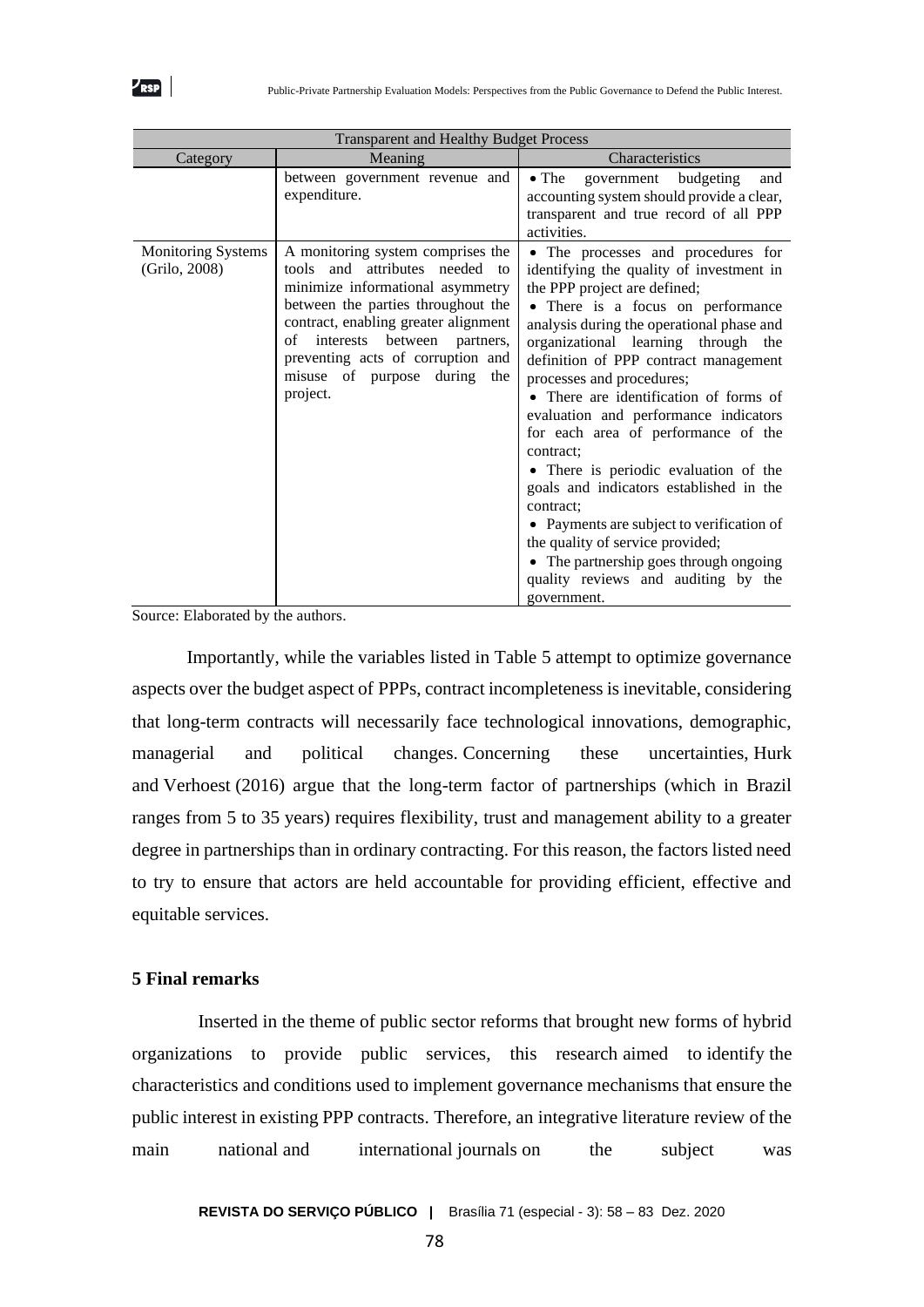| Transparent and Healthy Budget Process | | |
|---|---|---|
| Category | Meaning | Characteristics |
| | between government revenue and expenditure. | • The government budgeting and accounting system should provide a clear, transparent and true record of all PPP activities. |
| Monitoring Systems (Grilo, 2008) | A monitoring system comprises the tools and attributes needed to minimize informational asymmetry between the parties throughout the contract, enabling greater alignment of interests between partners, preventing acts of corruption and misuse of purpose during the project. | • The processes and procedures for identifying the quality of investment in the PPP project are defined; • There is a focus on performance analysis during the operational phase and organizational learning through the definition of PPP contract management processes and procedures; • There are identification of forms of evaluation and performance indicators for each area of performance of the contract; • There is periodic evaluation of the goals and indicators established in the contract; • Payments are subject to verification of the quality of service provided; • The partnership goes through ongoing quality reviews and auditing by the government. |

Source: Elaborated by the authors.

Importantly, while the variables listed in Table 5 attempt to optimize governance aspects over the budget aspect of PPPs, contract incompleteness is inevitable, considering that long-term contracts will necessarily face technological innovations, demographic, managerial and political changes. Concerning these uncertainties, Hurk and Verhoest (2016) argue that the long-term factor of partnerships (which in Brazil ranges from 5 to 35 years) requires flexibility, trust and management ability to a greater degree in partnerships than in ordinary contracting. For this reason, the factors listed need to try to ensure that actors are held accountable for providing efficient, effective and equitable services.

## 5 Final remarks

Inserted in the theme of public sector reforms that brought new forms of hybrid organizations to provide public services, this research aimed to identify the characteristics and conditions used to implement governance mechanisms that ensure the public interest in existing PPP contracts. Therefore, an integrative literature review of the main national and international journals on the subject was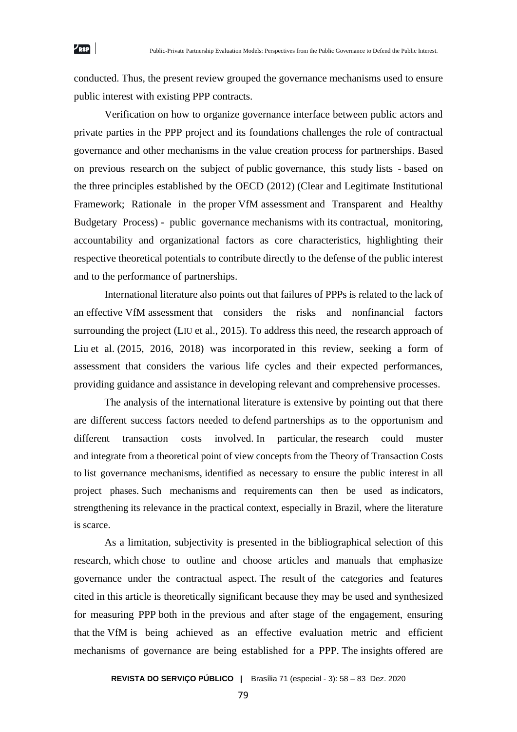conducted. Thus, the present review grouped the governance mechanisms used to ensure public interest with existing PPP contracts.

Verification on how to organize governance interface between public actors and private parties in the PPP project and its foundations challenges the role of contractual governance and other mechanisms in the value creation process for partnerships. Based on previous research on the subject of public governance, this study lists - based on the three principles established by the OECD (2012) (Clear and Legitimate Institutional Framework; Rationale in the proper VfM assessment and Transparent and Healthy Budgetary Process) - public governance mechanisms with its contractual, monitoring, accountability and organizational factors as core characteristics, highlighting their respective theoretical potentials to contribute directly to the defense of the public interest and to the performance of partnerships.

International literature also points out that failures of PPPs is related to the lack of an effective VfM assessment that considers the risks and nonfinancial factors surrounding the project (LIU et al., 2015). To address this need, the research approach of Liu et al. (2015, 2016, 2018) was incorporated in this review, seeking a form of assessment that considers the various life cycles and their expected performances, providing guidance and assistance in developing relevant and comprehensive processes.

The analysis of the international literature is extensive by pointing out that there are different success factors needed to defend partnerships as to the opportunism and different transaction costs involved. In particular, the research could muster and integrate from a theoretical point of view concepts from the Theory of Transaction Costs to list governance mechanisms, identified as necessary to ensure the public interest in all project phases. Such mechanisms and requirements can then be used as indicators, strengthening its relevance in the practical context, especially in Brazil, where the literature is scarce.

As a limitation, subjectivity is presented in the bibliographical selection of this research, which chose to outline and choose articles and manuals that emphasize governance under the contractual aspect. The result of the categories and features cited in this article is theoretically significant because they may be used and synthesized for measuring PPP both in the previous and after stage of the engagement, ensuring that the VfM is being achieved as an effective evaluation metric and efficient mechanisms of governance are being established for a PPP. The insights offered are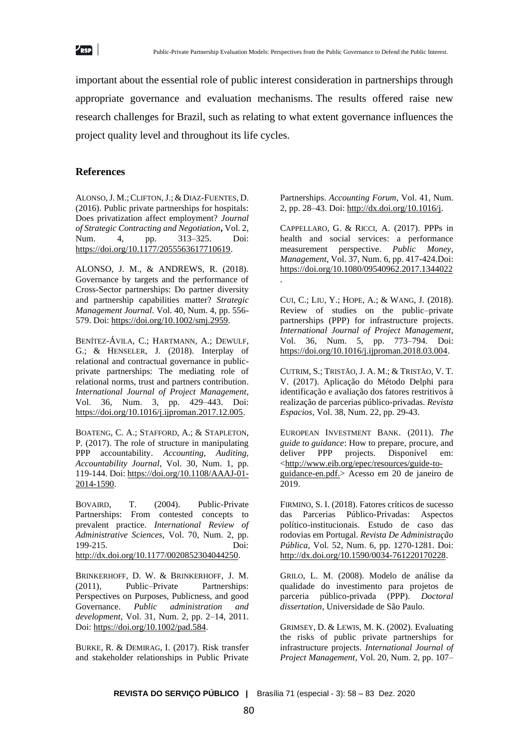important about the essential role of public interest consideration in partnerships through appropriate governance and evaluation mechanisms. The results offered raise new research challenges for Brazil, such as relating to what extent governance influences the project quality level and throughout its life cycles.

## References

ALONSO, J. M.; CLIFTON, J.; & DIAZ-FUENTES, D. (2016). Public private partnerships for hospitals: Does privatization affect employment? *Journal of Strategic Contracting and Negotiation*, Vol. 2, Num. 4, pp. 313–325. Doi: https://doi.org/10.1177/2055563617710619.

ALONSO, J. M., & ANDREWS, R. (2018). Governance by targets and the performance of Cross-Sector partnerships: Do partner diversity and partnership capabilities matter? *Strategic Management Journal*. Vol. 40, Num. 4, pp. 556-579. Doi: https://doi.org/10.1002/smj.2959.

BENÍTEZ-ÁVILA, C.; HARTMANN, A.; DEWULF, G.; & HENSELER, J. (2018). Interplay of relational and contractual governance in public-private partnerships: The mediating role of relational norms, trust and partners contribution. *International Journal of Project Management*, Vol. 36, Num. 3, pp. 429–443. Doi: https://doi.org/10.1016/j.ijproman.2017.12.005.

BOATENG, C. A.; STAFFORD, A.; & STAPLETON, P. (2017). The role of structure in manipulating PPP accountability. *Accounting, Auditing, Accountability Journal*, Vol. 30, Num. 1, pp. 119-144. Doi: https://doi.org/10.1108/AAAJ-01-2014-1590.

BOVAIRD, T. (2004). Public-Private Partnerships: From contested concepts to prevalent practice. *International Review of Administrative Sciences*, Vol. 70, Num. 2, pp. 199-215. Doi: http://dx.doi.org/10.1177/0020852304044250.

BRINKERHOFF, D. W. & BRINKERHOFF, J. M. (2011), Public–Private Partnerships: Perspectives on Purposes, Publicness, and good Governance. *Public administration and development*, Vol. 31, Num. 2, pp. 2–14, 2011. Doi: https://doi.org/10.1002/pad.584.

BURKE, R. & DEMIRAG, I. (2017). Risk transfer and stakeholder relationships in Public Private Partnerships. *Accounting Forum*, Vol. 41, Num. 2, pp. 28–43. Doi: http://dx.doi.org/10.1016/j.

CAPPELLARO, G. & RICCI, A. (2017). PPPs in health and social services: a performance measurement perspective. *Public Money, Management*, Vol. 37, Num. 6, pp. 417-424.Doi: https://doi.org/10.1080/09540962.2017.1344022.

CUI, C.; LIU, Y.; HOPE, A.; & WANG, J. (2018). Review of studies on the public–private partnerships (PPP) for infrastructure projects. *International Journal of Project Management*, Vol. 36, Num. 5, pp. 773–794. Doi: https://doi.org/10.1016/j.ijproman.2018.03.004.

CUTRIM, S.; TRISTÃO, J. A. M.; & TRISTÃO, V. T. V. (2017). Aplicação do Método Delphi para identificação e avaliação dos fatores restritivos à realização de parcerias público-privadas. *Revista Espacios*, Vol. 38, Num. 22, pp. 29-43.

EUROPEAN INVESTMENT BANK. (2011). *The guide to guidance*: How to prepare, procure, and deliver PPP projects. Disponível em: <http://www.eib.org/epec/resources/guide-to-guidance-en.pdf.> Acesso em 20 de janeiro de 2019.

FIRMINO, S. I. (2018). Fatores críticos de sucesso das Parcerias Público-Privadas: Aspectos político-institucionais. Estudo de caso das rodovias em Portugal. *Revista De Administração Pública*, Vol. 52, Num. 6, pp. 1270-1281. Doi: http://dx.doi.org/10.1590/0034-761220170228.

GRILO, L. M. (2008). Modelo de análise da qualidade do investimento para projetos de parceria público-privada (PPP). *Doctoral dissertation*, Universidade de São Paulo.

GRIMSEY, D. & LEWIS, M. K. (2002). Evaluating the risks of public private partnerships for infrastructure projects. *International Journal of Project Management*, Vol. 20, Num. 2, pp. 107–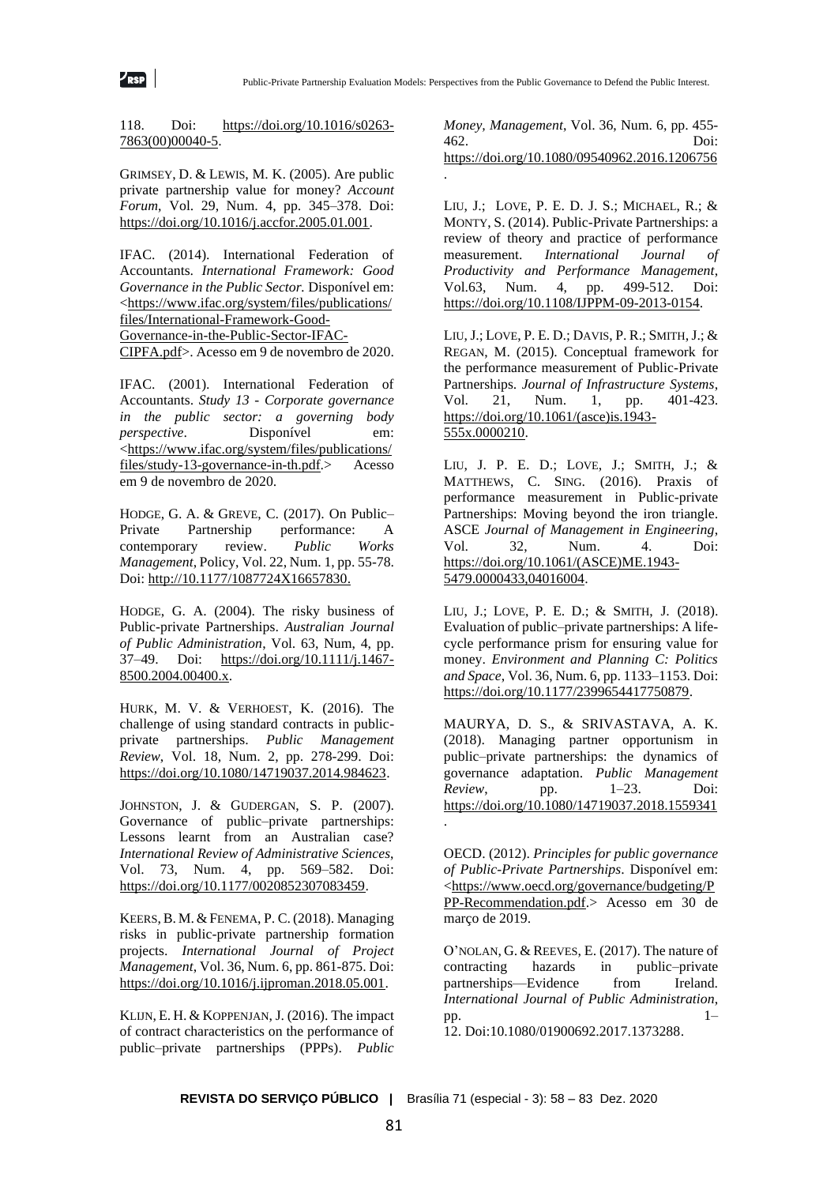118. Doi: https://doi.org/10.1016/s0263-7863(00)00040-5.

GRIMSEY, D. & LEWIS, M. K. (2005). Are public private partnership value for money? *Account Forum*, Vol. 29, Num. 4, pp. 345–378. Doi: https://doi.org/10.1016/j.accfor.2005.01.001.

IFAC. (2014). International Federation of Accountants. *International Framework: Good Governance in the Public Sector.* Disponível em: <https://www.ifac.org/system/files/publications/files/International-Framework-Good-Governance-in-the-Public-Sector-IFAC-CIPFA.pdf>. Acesso em 9 de novembro de 2020.

IFAC. (2001). International Federation of Accountants. *Study 13 - Corporate governance in the public sector: a governing body perspective*. Disponível em: <https://www.ifac.org/system/files/publications/files/study-13-governance-in-th.pdf.> Acesso em 9 de novembro de 2020.

HODGE, G. A. & GREVE, C. (2017). On Public–Private Partnership performance: A contemporary review. *Public Works Management*, Policy, Vol. 22, Num. 1, pp. 55-78. Doi: http://10.1177/1087724X16657830.

HODGE, G. A. (2004). The risky business of Public-private Partnerships. *Australian Journal of Public Administration*, Vol. 63, Num, 4, pp. 37–49. Doi: https://doi.org/10.1111/j.1467-8500.2004.00400.x.

HURK, M. V. & VERHOEST, K. (2016). The challenge of using standard contracts in public-private partnerships. *Public Management Review*, Vol. 18, Num. 2, pp. 278-299. Doi: https://doi.org/10.1080/14719037.2014.984623.

JOHNSTON, J. & GUDERGAN, S. P. (2007). Governance of public–private partnerships: Lessons learnt from an Australian case? *International Review of Administrative Sciences*, Vol. 73, Num. 4, pp. 569–582. Doi: https://doi.org/10.1177/0020852307083459.

KEERS, B. M. & FENEMA, P. C. (2018). Managing risks in public-private partnership formation projects. *International Journal of Project Management*, Vol. 36, Num. 6, pp. 861-875. Doi: https://doi.org/10.1016/j.ijproman.2018.05.001.

KLIJN, E. H. & KOPPENJAN, J. (2016). The impact of contract characteristics on the performance of public–private partnerships (PPPs). *Public Money, Management*, Vol. 36, Num. 6, pp. 455-462. Doi: https://doi.org/10.1080/09540962.2016.1206756.

LIU, J.; LOVE, P. E. D. J. S.; MICHAEL, R.; & MONTY, S. (2014). Public-Private Partnerships: a review of theory and practice of performance measurement. *International Journal of Productivity and Performance Management*, Vol.63, Num. 4, pp. 499-512. Doi: https://doi.org/10.1108/IJPPM-09-2013-0154.

LIU, J.; LOVE, P. E. D.; DAVIS, P. R.; SMITH, J.; & REGAN, M. (2015). Conceptual framework for the performance measurement of Public-Private Partnerships. *Journal of Infrastructure Systems*, Vol. 21, Num. 1, pp. 401-423. https://doi.org/10.1061/(asce)is.1943-555x.0000210.

LIU, J. P. E. D.; LOVE, J.; SMITH, J.; & MATTHEWS, C. SING. (2016). Praxis of performance measurement in Public-private Partnerships: Moving beyond the iron triangle. ASCE *Journal of Management in Engineering*, Vol. 32, Num. 4. Doi: https://doi.org/10.1061/(ASCE)ME.1943-5479.0000433,04016004.

LIU, J.; LOVE, P. E. D.; & SMITH, J. (2018). Evaluation of public–private partnerships: A life-cycle performance prism for ensuring value for money. *Environment and Planning C: Politics and Space*, Vol. 36, Num. 6, pp. 1133–1153. Doi: https://doi.org/10.1177/2399654417750879.

MAURYA, D. S., & SRIVASTAVA, A. K. (2018). Managing partner opportunism in public–private partnerships: the dynamics of governance adaptation. *Public Management Review*, pp. 1–23. Doi: https://doi.org/10.1080/14719037.2018.1559341.

OECD. (2012). *Principles for public governance of Public-Private Partnerships*. Disponível em: <https://www.oecd.org/governance/budgeting/PPP-Recommendation.pdf.> Acesso em 30 de março de 2019.

O'NOLAN, G. & REEVES, E. (2017). The nature of contracting hazards in public–private partnerships—Evidence from Ireland. *International Journal of Public Administration*, pp. 1–12. Doi:10.1080/01900692.2017.1373288.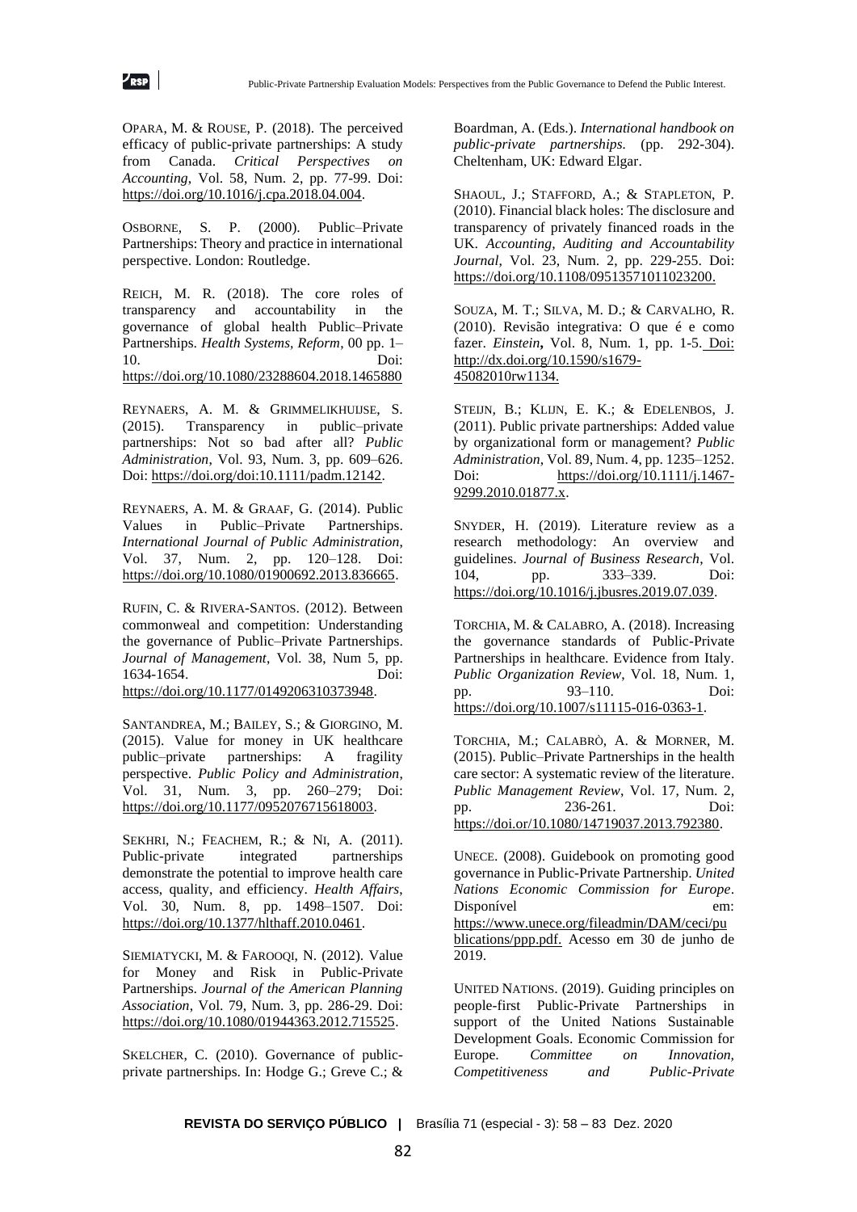OPARA, M. & ROUSE, P. (2018). The perceived efficacy of public-private partnerships: A study from Canada. *Critical Perspectives on Accounting*, Vol. 58, Num. 2, pp. 77-99. Doi: https://doi.org/10.1016/j.cpa.2018.04.004.

OSBORNE, S. P. (2000). Public–Private Partnerships: Theory and practice in international perspective. London: Routledge.

REICH, M. R. (2018). The core roles of transparency and accountability in the governance of global health Public–Private Partnerships. *Health Systems, Reform*, 00 pp. 1–10. Doi: https://doi.org/10.1080/23288604.2018.1465880

REYNAERS, A. M. & GRIMMELIKHUIJSE, S. (2015). Transparency in public–private partnerships: Not so bad after all? *Public Administration*, Vol. 93, Num. 3, pp. 609–626. Doi: https://doi.org/doi:10.1111/padm.12142.

REYNAERS, A. M. & GRAAF, G. (2014). Public Values in Public–Private Partnerships. *International Journal of Public Administration*, Vol. 37, Num. 2, pp. 120–128. Doi: https://doi.org/10.1080/01900692.2013.836665.

RUFIN, C. & RIVERA-SANTOS. (2012). Between commonweal and competition: Understanding the governance of Public–Private Partnerships. *Journal of Management*, Vol. 38, Num 5, pp. 1634-1654. Doi: https://doi.org/10.1177/0149206310373948.

SANTANDREA, M.; BAILEY, S.; & GIORGINO, M. (2015). Value for money in UK healthcare public–private partnerships: A fragility perspective. *Public Policy and Administration*, Vol. 31, Num. 3, pp. 260–279; Doi: https://doi.org/10.1177/0952076715618003.

SEKHRI, N.; FEACHEM, R.; & NI, A. (2011). Public-private integrated partnerships demonstrate the potential to improve health care access, quality, and efficiency. *Health Affairs*, Vol. 30, Num. 8, pp. 1498–1507. Doi: https://doi.org/10.1377/hlthaff.2010.0461.

SIEMIATYCKI, M. & FAROOQI, N. (2012). Value for Money and Risk in Public-Private Partnerships. *Journal of the American Planning Association*, Vol. 79, Num. 3, pp. 286-29. Doi: https://doi.org/10.1080/01944363.2012.715525.

SKELCHER, C. (2010). Governance of public-private partnerships. In: Hodge G.; Greve C.; & Boardman, A. (Eds.). *International handbook on public-private partnerships.* (pp. 292-304). Cheltenham, UK: Edward Elgar.

SHAOUL, J.; STAFFORD, A.; & STAPLETON, P. (2010). Financial black holes: The disclosure and transparency of privately financed roads in the UK. *Accounting, Auditing and Accountability Journal*, Vol. 23, Num. 2, pp. 229-255. Doi: https://doi.org/10.1108/09513571011023200.

SOUZA, M. T.; SILVA, M. D.; & CARVALHO, R. (2010). Revisão integrativa: O que é e como fazer. *Einstein***,** Vol. 8, Num. 1, pp. 1-5. Doi: http://dx.doi.org/10.1590/s1679-45082010rw1134.

STEIJN, B.; KLIJN, E. K.; & EDELENBOS, J. (2011). Public private partnerships: Added value by organizational form or management? *Public Administration*, Vol. 89, Num. 4, pp. 1235–1252. Doi: https://doi.org/10.1111/j.1467-9299.2010.01877.x.

SNYDER, H. (2019). Literature review as a research methodology: An overview and guidelines. *Journal of Business Research*, Vol. 104, pp. 333–339. Doi: https://doi.org/10.1016/j.jbusres.2019.07.039.

TORCHIA, M. & CALABRO, A. (2018). Increasing the governance standards of Public-Private Partnerships in healthcare. Evidence from Italy. *Public Organization Review*, Vol. 18, Num. 1, pp. 93–110. Doi: https://doi.org/10.1007/s11115-016-0363-1.

TORCHIA, M.; CALABRÒ, A. & MORNER, M. (2015). Public–Private Partnerships in the health care sector: A systematic review of the literature. *Public Management Review*, Vol. 17, Num. 2, pp. 236-261. Doi: https://doi.or/10.1080/14719037.2013.792380.

UNECE. (2008). Guidebook on promoting good governance in Public-Private Partnership. *United Nations Economic Commission for Europe*. Disponível em: https://www.unece.org/fileadmin/DAM/ceci/publications/ppp.pdf. Acesso em 30 de junho de 2019.

UNITED NATIONS. (2019). Guiding principles on people-first Public-Private Partnerships in support of the United Nations Sustainable Development Goals. Economic Commission for Europe. *Committee on Innovation, Competitiveness and Public-Private*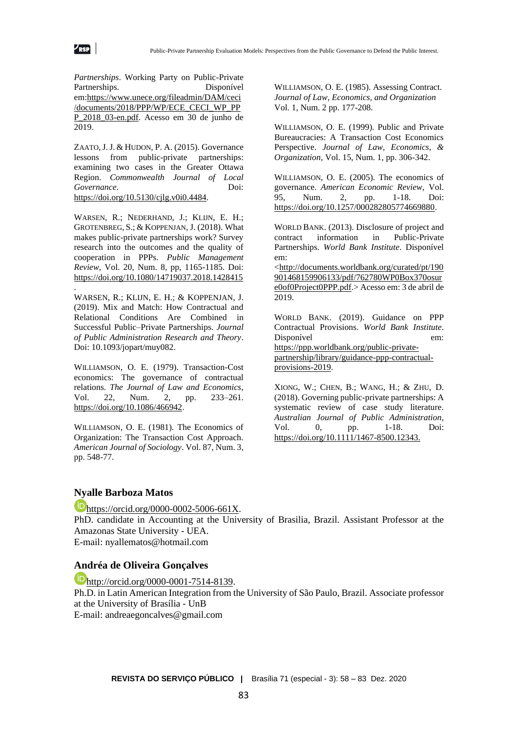*Partnerships*. Working Party on Public-Private Partnerships. Disponível em:https://www.unece.org/fileadmin/DAM/ceci/documents/2018/PPP/WP/ECE_CECI_WP_PPP_2018_03-en.pdf. Acesso em 30 de junho de 2019.

ZAATO, J. J. & HUDON, P. A. (2015). Governance lessons from public-private partnerships: examining two cases in the Greater Ottawa Region. *Commonwealth Journal of Local Governance*. Doi: https://doi.org/10.5130/cjlg.v0i0.4484.

WARSEN, R.; NEDERHAND, J.; KLIJN, E. H.; GROTENBREG, S.; & KOPPENJAN, J. (2018). What makes public-private partnerships work? Survey research into the outcomes and the quality of cooperation in PPPs. *Public Management Review*, Vol. 20, Num. 8, pp, 1165-1185. Doi: https://doi.org/10.1080/14719037.2018.1428415.

WARSEN, R.; KLIJN, E. H.; & KOPPENJAN, J. (2019). Mix and Match: How Contractual and Relational Conditions Are Combined in Successful Public–Private Partnerships. *Journal of Public Administration Research and Theory*. Doi: 10.1093/jopart/muy082.

WILLIAMSON, O. E. (1979). Transaction-Cost economics: The governance of contractual relations. *The Journal of Law and Economics*, Vol. 22, Num. 2, pp. 233–261. https://doi.org/10.1086/466942.

WILLIAMSON, O. E. (1981). The Economics of Organization: The Transaction Cost Approach. *American Journal of Sociology*. Vol. 87, Num. 3, pp. 548-77.

WILLIAMSON, O. E. (1985). Assessing Contract. *Journal of Law, Economics, and Organization* Vol. 1, Num. 2 pp. 177-208.

WILLIAMSON, O. E. (1999). Public and Private Bureaucracies: A Transaction Cost Economics Perspective. *Journal of Law, Economics, & Organization*, Vol. 15, Num. 1, pp. 306-342.

WILLIAMSON, O. E. (2005). The economics of governance. *American Economic Review*, Vol. 95, Num. 2, pp. 1-18. Doi: https://doi.org/10.1257/000282805774669880.

WORLD BANK. (2013). Disclosure of project and contract information in Public-Private Partnerships. *World Bank Institute*. Disponível em: <http://documents.worldbank.org/curated/pt/190901468159906133/pdf/762780WP0Box370osure0of0Project0PPP.pdf.> Acesso em: 3 de abril de 2019.

WORLD BANK. (2019). Guidance on PPP Contractual Provisions. *World Bank Institute*. Disponível em: https://ppp.worldbank.org/public-private-partnership/library/guidance-ppp-contractual-provisions-2019.

XIONG, W.; CHEN, B.; WANG, H.; & ZHU, D. (2018). Governing public-private partnerships: A systematic review of case study literature. *Australian Journal of Public Administration*, Vol. 0, pp. 1-18. Doi: https://doi.org/10.1111/1467-8500.12343.

### Nyalle Barboza Matos

https://orcid.org/0000-0002-5006-661X.
PhD. candidate in Accounting at the University of Brasilia, Brazil. Assistant Professor at the Amazonas State University - UEA.
E-mail: nyallematos@hotmail.com

### Andréa de Oliveira Gonçalves

http://orcid.org/0000-0001-7514-8139.
Ph.D. in Latin American Integration from the University of São Paulo, Brazil. Associate professor at the University of Brasília - UnB
E-mail: andreaegoncalves@gmail.com